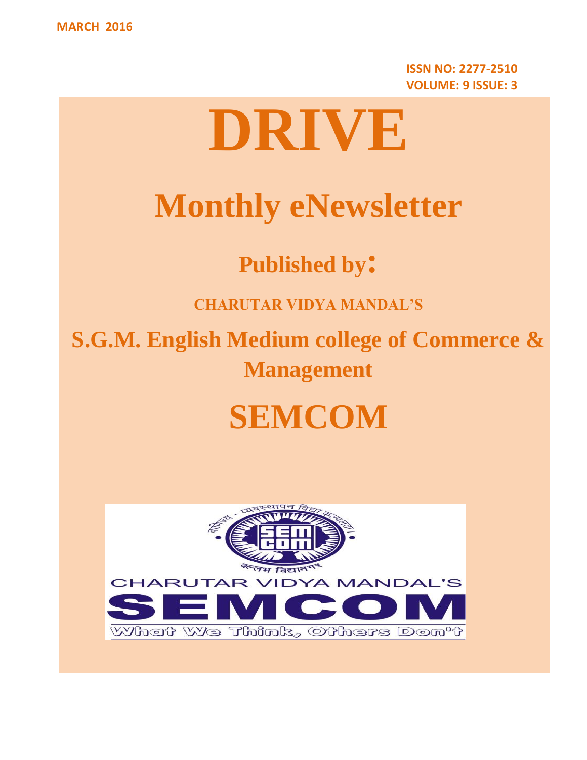MARCH 2016

**ISSN NO: 2277-2510**
**VOLUME: 9 ISSUE: 3**

# DRIVE

## Monthly eNewsletter

### Published by:

**CHARUTAR VIDYA MANDAL'S**

## S.G.M. English Medium college of Commerce & Management

# SEMCOM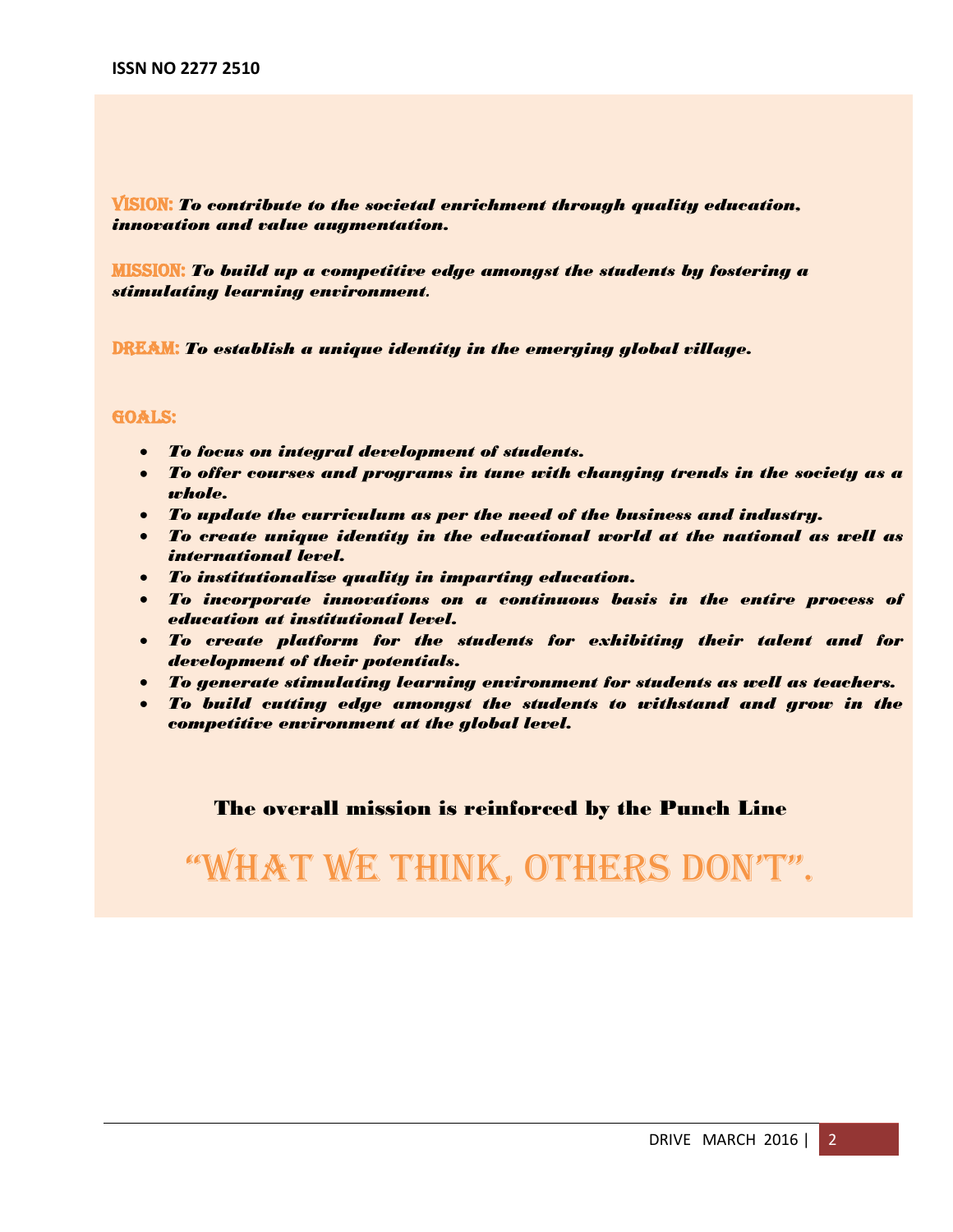**VISION:** ***To contribute to the societal enrichment through quality education, innovation and value augmentation.***

**MISSION:** ***To build up a competitive edge amongst the students by fostering a stimulating learning environment.***

**DREAM:** ***To establish a unique identity in the emerging global village.***

**GOALS:**

- ***To focus on integral development of students.***
- ***To offer courses and programs in tune with changing trends in the society as a whole.***
- ***To update the curriculum as per the need of the business and industry.***
- ***To create unique identity in the educational world at the national as well as international level.***
- ***To institutionalize quality in imparting education.***
- ***To incorporate innovations on a continuous basis in the entire process of education at institutional level.***
- ***To create platform for the students for exhibiting their talent and for development of their potentials.***
- ***To generate stimulating learning environment for students as well as teachers.***
- ***To build cutting edge amongst the students to withstand and grow in the competitive environment at the global level.***

**The overall mission is reinforced by the Punch Line**

# "WHAT WE THINK, OTHERS DON'T".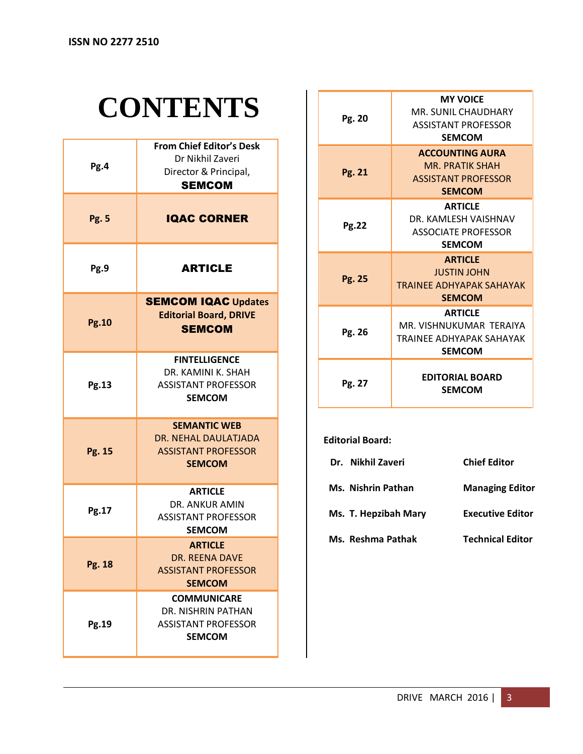ISSN NO 2277 2510

# CONTENTS

| Page | Content |
|---|---|
| Pg.4 | **From Chief Editor's Desk** Dr Nikhil Zaveri Director & Principal, **SEMCOM** |
| Pg. 5 | **IQAC CORNER** |
| Pg.9 | **ARTICLE** |
| Pg.10 | **SEMCOM IQAC Updates Editorial Board, DRIVE SEMCOM** |
| Pg.13 | **FINTELLIGENCE** DR. KAMINI K. SHAH ASSISTANT PROFESSOR **SEMCOM** |
| Pg. 15 | **SEMANTIC WEB** DR. NEHAL DAULATJADA ASSISTANT PROFESSOR **SEMCOM** |
| Pg.17 | **ARTICLE** DR. ANKUR AMIN ASSISTANT PROFESSOR **SEMCOM** |
| Pg. 18 | **ARTICLE** DR. REENA DAVE ASSISTANT PROFESSOR **SEMCOM** |
| Pg.19 | **COMMUNICARE** DR. NISHRIN PATHAN ASSISTANT PROFESSOR **SEMCOM** |
| Pg. 20 | **MY VOICE** MR. SUNIL CHAUDHARY ASSISTANT PROFESSOR **SEMCOM** |
| Pg. 21 | **ACCOUNTING AURA** MR. PRATIK SHAH ASSISTANT PROFESSOR **SEMCOM** |
| Pg.22 | **ARTICLE** DR. KAMLESH VAISHNAV ASSOCIATE PROFESSOR **SEMCOM** |
| Pg. 25 | **ARTICLE** JUSTIN JOHN TRAINEE ADHYAPAK SAHAYAK **SEMCOM** |
| Pg. 26 | **ARTICLE** MR. VISHNUKUMAR TERAIYA TRAINEE ADHYAPAK SAHAYAK **SEMCOM** |
| Pg. 27 | **EDITORIAL BOARD SEMCOM** |

**Editorial Board:**

| Name | Role |
|---|---|
| **Dr. Nikhil Zaveri** | **Chief Editor** |
| **Ms. Nishrin Pathan** | **Managing Editor** |
| **Ms. T. Hepzibah Mary** | **Executive Editor** |
| **Ms. Reshma Pathak** | **Technical Editor** |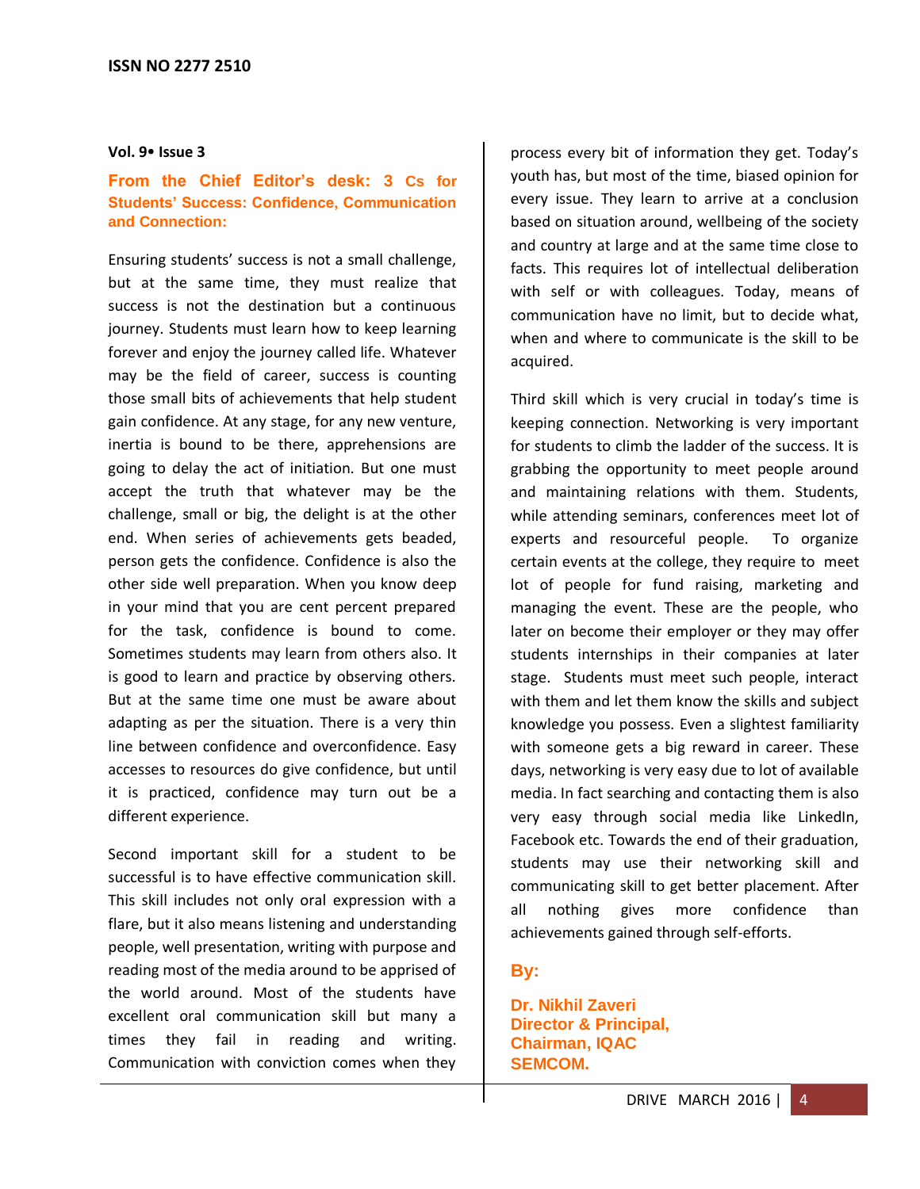## From the Chief Editor's desk: 3 Cs for Students' Success: Confidence, Communication and Connection:

Ensuring students' success is not a small challenge, but at the same time, they must realize that success is not the destination but a continuous journey. Students must learn how to keep learning forever and enjoy the journey called life. Whatever may be the field of career, success is counting those small bits of achievements that help student gain confidence. At any stage, for any new venture, inertia is bound to be there, apprehensions are going to delay the act of initiation. But one must accept the truth that whatever may be the challenge, small or big, the delight is at the other end. When series of achievements gets beaded, person gets the confidence. Confidence is also the other side well preparation. When you know deep in your mind that you are cent percent prepared for the task, confidence is bound to come. Sometimes students may learn from others also. It is good to learn and practice by observing others. But at the same time one must be aware about adapting as per the situation. There is a very thin line between confidence and overconfidence. Easy accesses to resources do give confidence, but until it is practiced, confidence may turn out be a different experience.

Second important skill for a student to be successful is to have effective communication skill. This skill includes not only oral expression with a flare, but it also means listening and understanding people, well presentation, writing with purpose and reading most of the media around to be apprised of the world around. Most of the students have excellent oral communication skill but many a times they fail in reading and writing. Communication with conviction comes when they process every bit of information they get. Today's youth has, but most of the time, biased opinion for every issue. They learn to arrive at a conclusion based on situation around, wellbeing of the society and country at large and at the same time close to facts. This requires lot of intellectual deliberation with self or with colleagues. Today, means of communication have no limit, but to decide what, when and where to communicate is the skill to be acquired.

Third skill which is very crucial in today's time is keeping connection. Networking is very important for students to climb the ladder of the success. It is grabbing the opportunity to meet people around and maintaining relations with them. Students, while attending seminars, conferences meet lot of experts and resourceful people. To organize certain events at the college, they require to meet lot of people for fund raising, marketing and managing the event. These are the people, who later on become their employer or they may offer students internships in their companies at later stage. Students must meet such people, interact with them and let them know the skills and subject knowledge you possess. Even a slightest familiarity with someone gets a big reward in career. These days, networking is very easy due to lot of available media. In fact searching and contacting them is also very easy through social media like LinkedIn, Facebook etc. Towards the end of their graduation, students may use their networking skill and communicating skill to get better placement. After all nothing gives more confidence than achievements gained through self-efforts.

**By:**

**Dr. Nikhil Zaveri**
**Director & Principal,**
**Chairman, IQAC**
**SEMCOM.**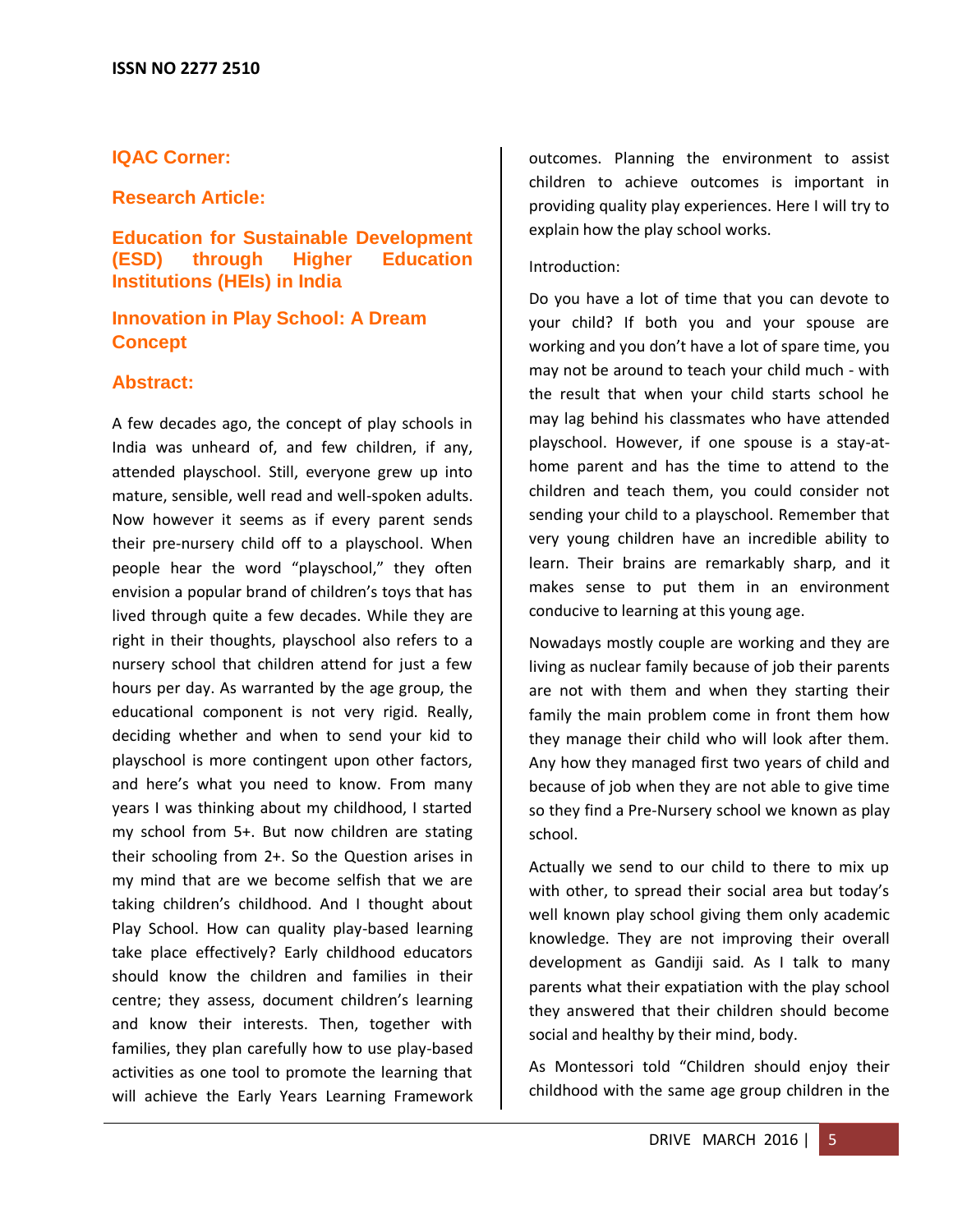## IQAC Corner:

## Research Article:

## Education for Sustainable Development (ESD) through Higher Education Institutions (HEIs) in India

## Innovation in Play School: A Dream Concept

## Abstract:

A few decades ago, the concept of play schools in India was unheard of, and few children, if any, attended playschool. Still, everyone grew up into mature, sensible, well read and well-spoken adults. Now however it seems as if every parent sends their pre-nursery child off to a playschool. When people hear the word "playschool," they often envision a popular brand of children's toys that has lived through quite a few decades. While they are right in their thoughts, playschool also refers to a nursery school that children attend for just a few hours per day. As warranted by the age group, the educational component is not very rigid. Really, deciding whether and when to send your kid to playschool is more contingent upon other factors, and here's what you need to know. From many years I was thinking about my childhood, I started my school from 5+. But now children are stating their schooling from 2+. So the Question arises in my mind that are we become selfish that we are taking children's childhood. And I thought about Play School. How can quality play-based learning take place effectively? Early childhood educators should know the children and families in their centre; they assess, document children's learning and know their interests. Then, together with families, they plan carefully how to use play-based activities as one tool to promote the learning that will achieve the Early Years Learning Framework outcomes. Planning the environment to assist children to achieve outcomes is important in providing quality play experiences. Here I will try to explain how the play school works.

Introduction:

Do you have a lot of time that you can devote to your child? If both you and your spouse are working and you don't have a lot of spare time, you may not be around to teach your child much - with the result that when your child starts school he may lag behind his classmates who have attended playschool. However, if one spouse is a stay-at-home parent and has the time to attend to the children and teach them, you could consider not sending your child to a playschool. Remember that very young children have an incredible ability to learn. Their brains are remarkably sharp, and it makes sense to put them in an environment conducive to learning at this young age.

Nowadays mostly couple are working and they are living as nuclear family because of job their parents are not with them and when they starting their family the main problem come in front them how they manage their child who will look after them. Any how they managed first two years of child and because of job when they are not able to give time so they find a Pre-Nursery school we known as play school.

Actually we send to our child to there to mix up with other, to spread their social area but today's well known play school giving them only academic knowledge. They are not improving their overall development as Gandiji said. As I talk to many parents what their expatiation with the play school they answered that their children should become social and healthy by their mind, body.

As Montessori told "Children should enjoy their childhood with the same age group children in the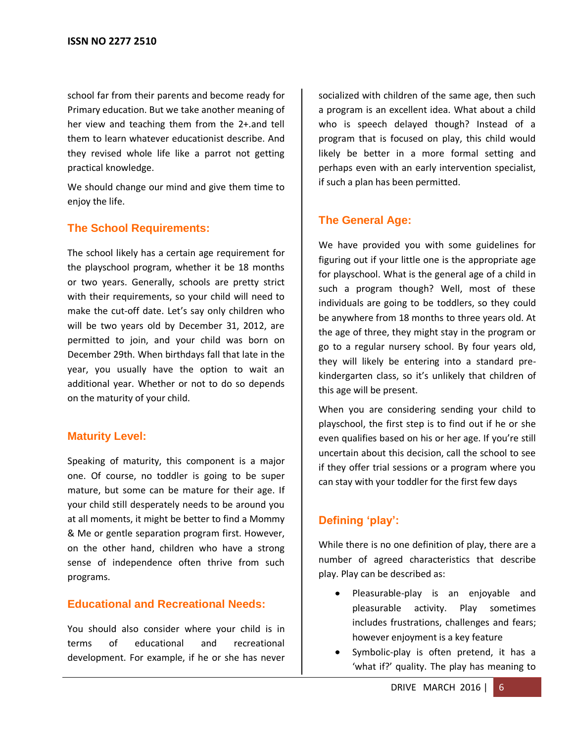school far from their parents and become ready for Primary education. But we take another meaning of her view and teaching them from the 2+.and tell them to learn whatever educationist describe. And they revised whole life like a parrot not getting practical knowledge.

We should change our mind and give them time to enjoy the life.

## The School Requirements:

The school likely has a certain age requirement for the playschool program, whether it be 18 months or two years. Generally, schools are pretty strict with their requirements, so your child will need to make the cut-off date. Let's say only children who will be two years old by December 31, 2012, are permitted to join, and your child was born on December 29th. When birthdays fall that late in the year, you usually have the option to wait an additional year. Whether or not to do so depends on the maturity of your child.

## Maturity Level:

Speaking of maturity, this component is a major one. Of course, no toddler is going to be super mature, but some can be mature for their age. If your child still desperately needs to be around you at all moments, it might be better to find a Mommy & Me or gentle separation program first. However, on the other hand, children who have a strong sense of independence often thrive from such programs.

## Educational and Recreational Needs:

You should also consider where your child is in terms of educational and recreational development. For example, if he or she has never socialized with children of the same age, then such a program is an excellent idea. What about a child who is speech delayed though? Instead of a program that is focused on play, this child would likely be better in a more formal setting and perhaps even with an early intervention specialist, if such a plan has been permitted.

## The General Age:

We have provided you with some guidelines for figuring out if your little one is the appropriate age for playschool. What is the general age of a child in such a program though? Well, most of these individuals are going to be toddlers, so they could be anywhere from 18 months to three years old. At the age of three, they might stay in the program or go to a regular nursery school. By four years old, they will likely be entering into a standard pre-kindergarten class, so it's unlikely that children of this age will be present.

When you are considering sending your child to playschool, the first step is to find out if he or she even qualifies based on his or her age. If you're still uncertain about this decision, call the school to see if they offer trial sessions or a program where you can stay with your toddler for the first few days

## Defining 'play':

While there is no one definition of play, there are a number of agreed characteristics that describe play. Play can be described as:

- Pleasurable-play is an enjoyable and pleasurable activity. Play sometimes includes frustrations, challenges and fears; however enjoyment is a key feature
- Symbolic-play is often pretend, it has a 'what if?' quality. The play has meaning to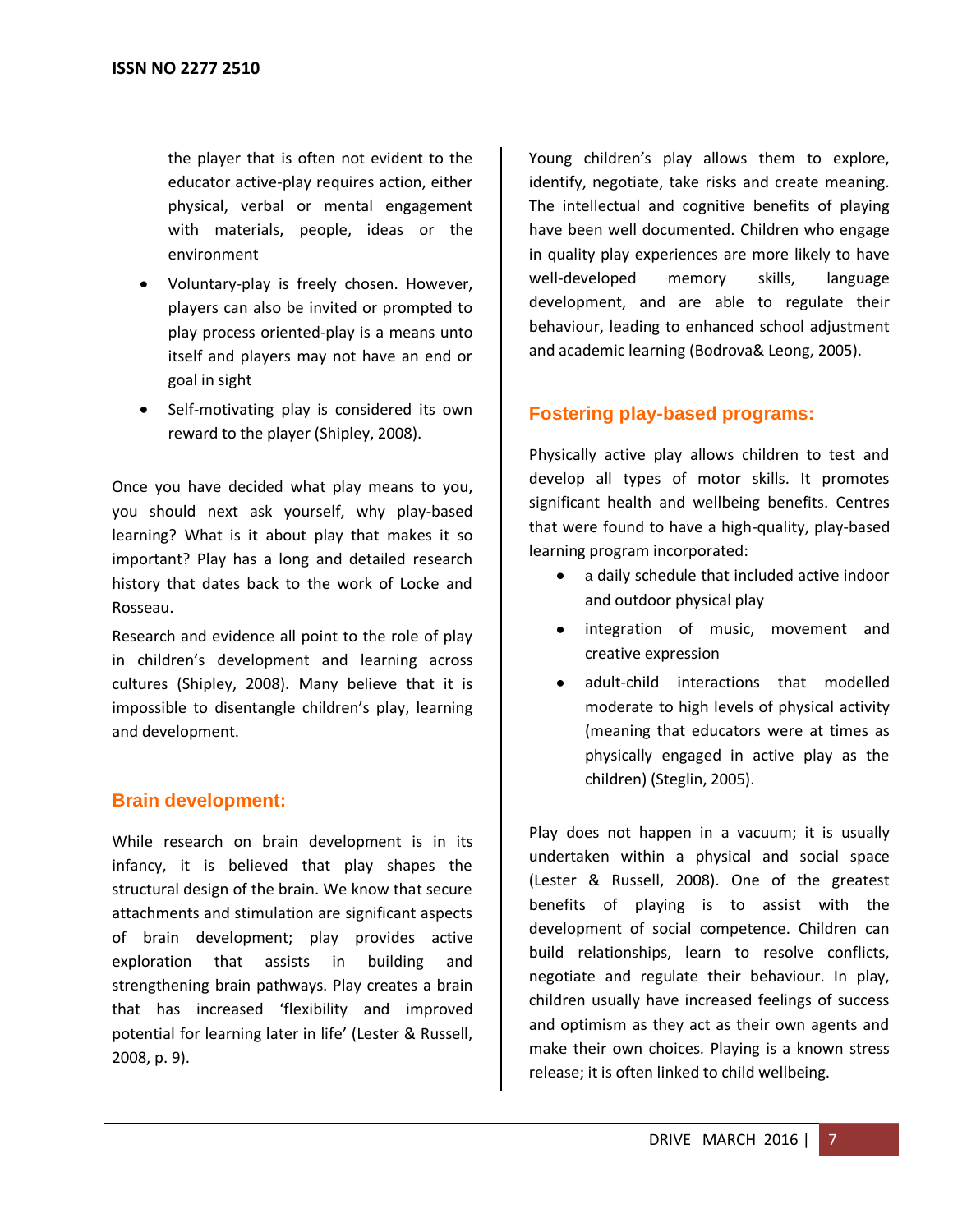the player that is often not evident to the educator active-play requires action, either physical, verbal or mental engagement with materials, people, ideas or the environment

- Voluntary-play is freely chosen. However, players can also be invited or prompted to play process oriented-play is a means unto itself and players may not have an end or goal in sight
- Self-motivating play is considered its own reward to the player (Shipley, 2008).

Once you have decided what play means to you, you should next ask yourself, why play-based learning? What is it about play that makes it so important? Play has a long and detailed research history that dates back to the work of Locke and Rosseau.

Research and evidence all point to the role of play in children's development and learning across cultures (Shipley, 2008). Many believe that it is impossible to disentangle children's play, learning and development.

## Brain development:

While research on brain development is in its infancy, it is believed that play shapes the structural design of the brain. We know that secure attachments and stimulation are significant aspects of brain development; play provides active exploration that assists in building and strengthening brain pathways. Play creates a brain that has increased 'flexibility and improved potential for learning later in life' (Lester & Russell, 2008, p. 9).

Young children's play allows them to explore, identify, negotiate, take risks and create meaning. The intellectual and cognitive benefits of playing have been well documented. Children who engage in quality play experiences are more likely to have well-developed memory skills, language development, and are able to regulate their behaviour, leading to enhanced school adjustment and academic learning (Bodrova& Leong, 2005).

## Fostering play-based programs:

Physically active play allows children to test and develop all types of motor skills. It promotes significant health and wellbeing benefits. Centres that were found to have a high-quality, play-based learning program incorporated:

- a daily schedule that included active indoor and outdoor physical play
- integration of music, movement and creative expression
- adult-child interactions that modelled moderate to high levels of physical activity (meaning that educators were at times as physically engaged in active play as the children) (Steglin, 2005).

Play does not happen in a vacuum; it is usually undertaken within a physical and social space (Lester & Russell, 2008). One of the greatest benefits of playing is to assist with the development of social competence. Children can build relationships, learn to resolve conflicts, negotiate and regulate their behaviour. In play, children usually have increased feelings of success and optimism as they act as their own agents and make their own choices. Playing is a known stress release; it is often linked to child wellbeing.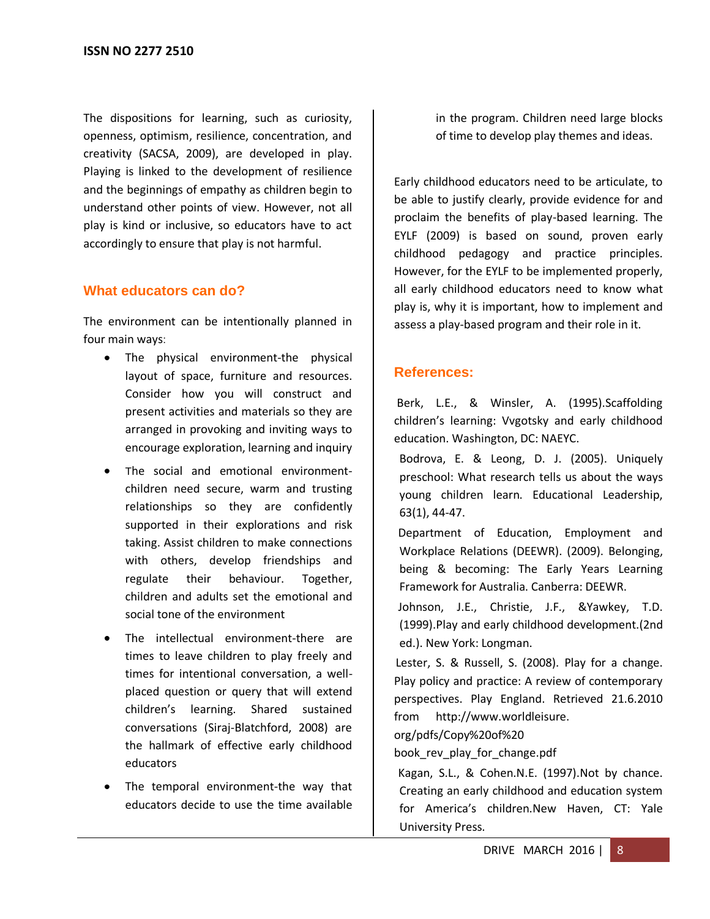The dispositions for learning, such as curiosity, openness, optimism, resilience, concentration, and creativity (SACSA, 2009), are developed in play. Playing is linked to the development of resilience and the beginnings of empathy as children begin to understand other points of view. However, not all play is kind or inclusive, so educators have to act accordingly to ensure that play is not harmful.

## What educators can do?

The environment can be intentionally planned in four main ways:

- The physical environment-the physical layout of space, furniture and resources. Consider how you will construct and present activities and materials so they are arranged in provoking and inviting ways to encourage exploration, learning and inquiry
- The social and emotional environment-children need secure, warm and trusting relationships so they are confidently supported in their explorations and risk taking. Assist children to make connections with others, develop friendships and regulate their behaviour. Together, children and adults set the emotional and social tone of the environment
- The intellectual environment-there are times to leave children to play freely and times for intentional conversation, a well-placed question or query that will extend children's learning. Shared sustained conversations (Siraj-Blatchford, 2008) are the hallmark of effective early childhood educators
- The temporal environment-the way that educators decide to use the time available in the program. Children need large blocks of time to develop play themes and ideas.

Early childhood educators need to be articulate, to be able to justify clearly, provide evidence for and proclaim the benefits of play-based learning. The EYLF (2009) is based on sound, proven early childhood pedagogy and practice principles. However, for the EYLF to be implemented properly, all early childhood educators need to know what play is, why it is important, how to implement and assess a play-based program and their role in it.

## References:

Berk, L.E., & Winsler, A. (1995).Scaffolding children's learning: Vvgotsky and early childhood education. Washington, DC: NAEYC.

Bodrova, E. & Leong, D. J. (2005). Uniquely preschool: What research tells us about the ways young children learn. Educational Leadership, 63(1), 44-47.

Department of Education, Employment and Workplace Relations (DEEWR). (2009). Belonging, being & becoming: The Early Years Learning Framework for Australia. Canberra: DEEWR.

Johnson, J.E., Christie, J.F., &Yawkey, T.D. (1999).Play and early childhood development.(2nd ed.). New York: Longman.

Lester, S. & Russell, S. (2008). Play for a change. Play policy and practice: A review of contemporary perspectives. Play England. Retrieved 21.6.2010 from http://www.worldleisure. org/pdfs/Copy%20of%20 book_rev_play_for_change.pdf

Kagan, S.L., & Cohen.N.E. (1997).Not by chance. Creating an early childhood and education system for America's children.New Haven, CT: Yale University Press.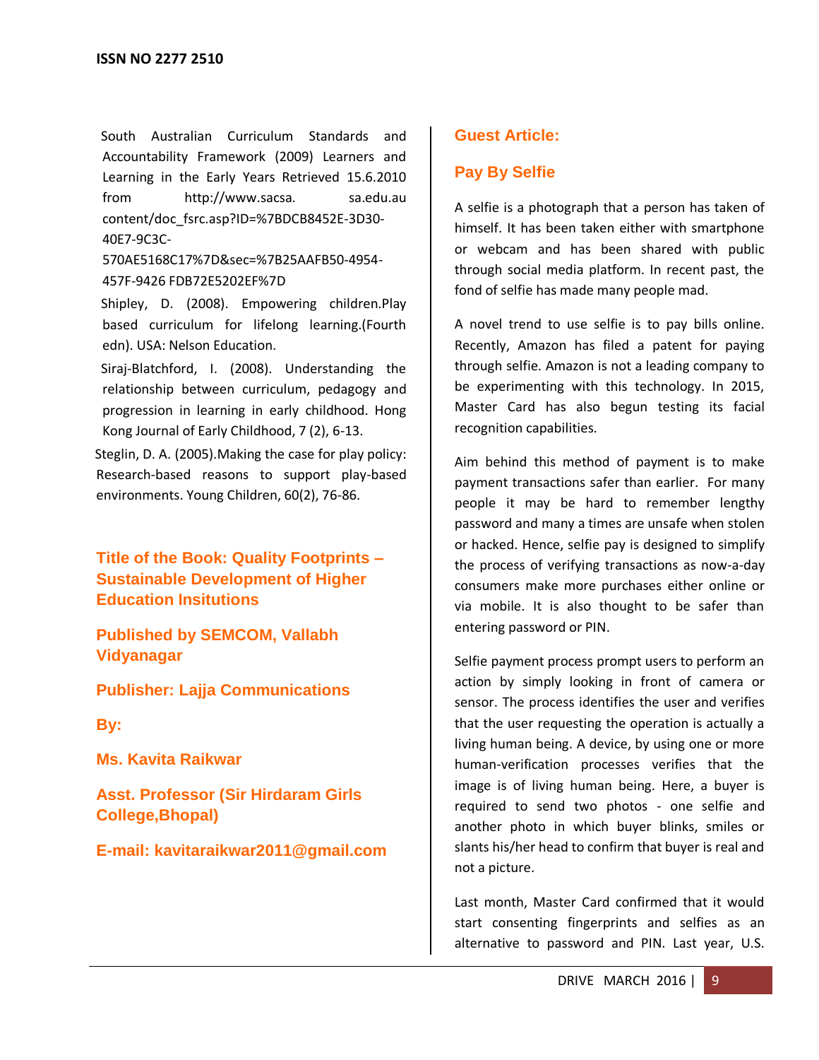South Australian Curriculum Standards and Accountability Framework (2009) Learners and Learning in the Early Years Retrieved 15.6.2010 from http://www.sacsa. sa.edu.au content/doc_fsrc.asp?ID=%7BDCB8452E-3D30-40E7-9C3C-570AE5168C17%7D&sec=%7B25AAFB50-4954-457F-9426 FDB72E5202EF%7D

Shipley, D. (2008). Empowering children.Play based curriculum for lifelong learning.(Fourth edn). USA: Nelson Education.

Siraj-Blatchford, I. (2008). Understanding the relationship between curriculum, pedagogy and progression in learning in early childhood. Hong Kong Journal of Early Childhood, 7 (2), 6-13.

Steglin, D. A. (2005).Making the case for play policy: Research-based reasons to support play-based environments. Young Children, 60(2), 76-86.

**Title of the Book: Quality Footprints – Sustainable Development of Higher Education Insitutions**

**Published by SEMCOM, Vallabh Vidyanagar**

**Publisher: Lajja Communications**

**By:**

**Ms. Kavita Raikwar**

**Asst. Professor (Sir Hirdaram Girls College,Bhopal)**

**E-mail: kavitaraikwar2011@gmail.com**

## Guest Article:

## Pay By Selfie

A selfie is a photograph that a person has taken of himself. It has been taken either with smartphone or webcam and has been shared with public through social media platform. In recent past, the fond of selfie has made many people mad.

A novel trend to use selfie is to pay bills online. Recently, Amazon has filed a patent for paying through selfie. Amazon is not a leading company to be experimenting with this technology. In 2015, Master Card has also begun testing its facial recognition capabilities.

Aim behind this method of payment is to make payment transactions safer than earlier. For many people it may be hard to remember lengthy password and many a times are unsafe when stolen or hacked. Hence, selfie pay is designed to simplify the process of verifying transactions as now-a-day consumers make more purchases either online or via mobile. It is also thought to be safer than entering password or PIN.

Selfie payment process prompt users to perform an action by simply looking in front of camera or sensor. The process identifies the user and verifies that the user requesting the operation is actually a living human being. A device, by using one or more human-verification processes verifies that the image is of living human being. Here, a buyer is required to send two photos - one selfie and another photo in which buyer blinks, smiles or slants his/her head to confirm that buyer is real and not a picture.

Last month, Master Card confirmed that it would start consenting fingerprints and selfies as an alternative to password and PIN. Last year, U.S.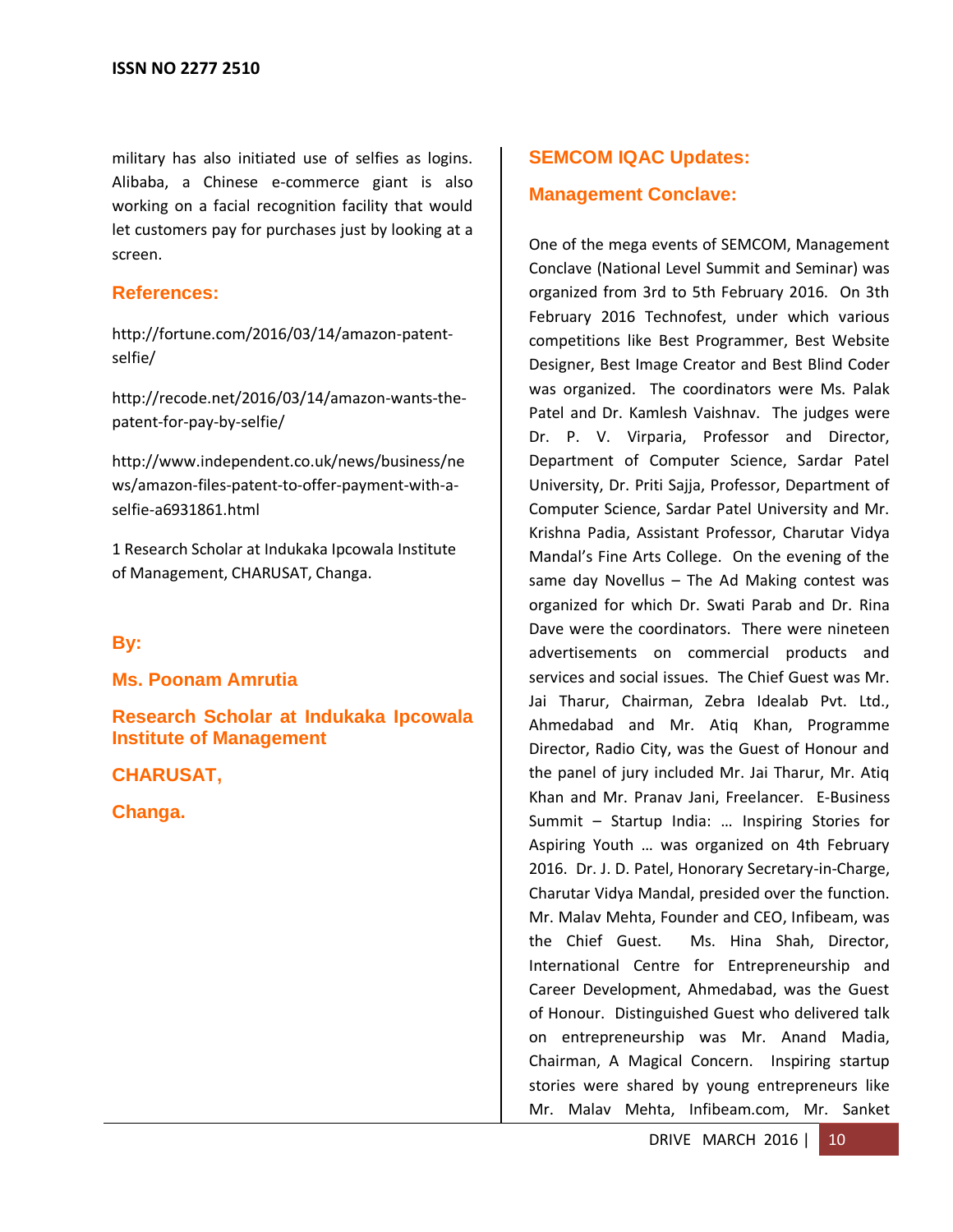military has also initiated use of selfies as logins. Alibaba, a Chinese e-commerce giant is also working on a facial recognition facility that would let customers pay for purchases just by looking at a screen.

## References:

http://fortune.com/2016/03/14/amazon-patent-selfie/

http://recode.net/2016/03/14/amazon-wants-the-patent-for-pay-by-selfie/

http://www.independent.co.uk/news/business/news/amazon-files-patent-to-offer-payment-with-a-selfie-a6931861.html

1 Research Scholar at Indukaka Ipcowala Institute of Management, CHARUSAT, Changa.

**By:**

**Ms. Poonam Amrutia**

**Research Scholar at Indukaka Ipcowala Institute of Management**

**CHARUSAT,**

**Changa.**

## SEMCOM IQAC Updates:

## Management Conclave:

One of the mega events of SEMCOM, Management Conclave (National Level Summit and Seminar) was organized from 3rd to 5th February 2016. On 3th February 2016 Technofest, under which various competitions like Best Programmer, Best Website Designer, Best Image Creator and Best Blind Coder was organized. The coordinators were Ms. Palak Patel and Dr. Kamlesh Vaishnav. The judges were Dr. P. V. Virparia, Professor and Director, Department of Computer Science, Sardar Patel University, Dr. Priti Sajja, Professor, Department of Computer Science, Sardar Patel University and Mr. Krishna Padia, Assistant Professor, Charutar Vidya Mandal's Fine Arts College. On the evening of the same day Novellus – The Ad Making contest was organized for which Dr. Swati Parab and Dr. Rina Dave were the coordinators. There were nineteen advertisements on commercial products and services and social issues. The Chief Guest was Mr. Jai Tharur, Chairman, Zebra Idealab Pvt. Ltd., Ahmedabad and Mr. Atiq Khan, Programme Director, Radio City, was the Guest of Honour and the panel of jury included Mr. Jai Tharur, Mr. Atiq Khan and Mr. Pranav Jani, Freelancer. E-Business Summit – Startup India: … Inspiring Stories for Aspiring Youth … was organized on 4th February 2016. Dr. J. D. Patel, Honorary Secretary-in-Charge, Charutar Vidya Mandal, presided over the function. Mr. Malav Mehta, Founder and CEO, Infibeam, was the Chief Guest. Ms. Hina Shah, Director, International Centre for Entrepreneurship and Career Development, Ahmedabad, was the Guest of Honour. Distinguished Guest who delivered talk on entrepreneurship was Mr. Anand Madia, Chairman, A Magical Concern. Inspiring startup stories were shared by young entrepreneurs like Mr. Malav Mehta, Infibeam.com, Mr. Sanket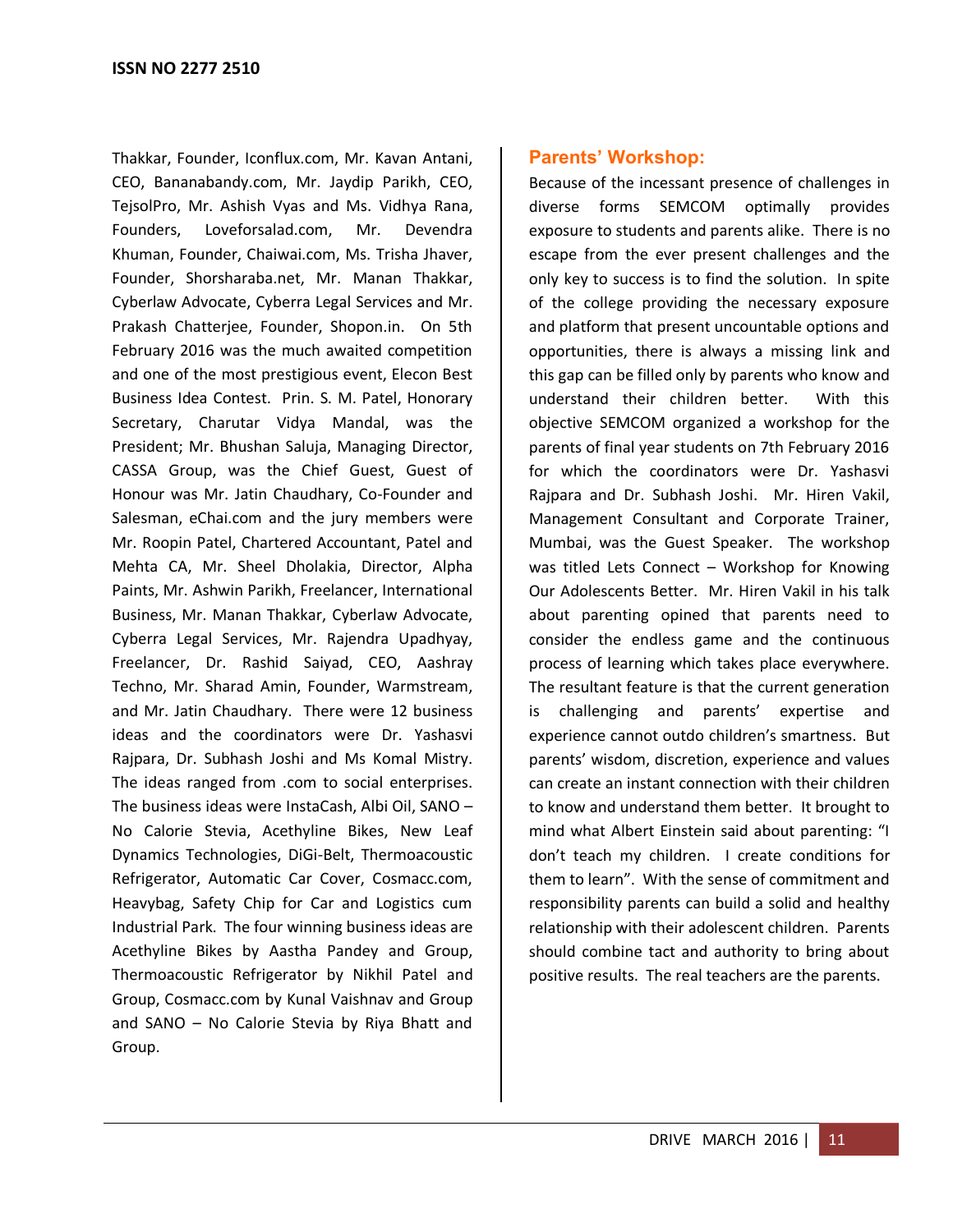Thakkar, Founder, Iconflux.com, Mr. Kavan Antani, CEO, Bananabandy.com, Mr. Jaydip Parikh, CEO, TejsolPro, Mr. Ashish Vyas and Ms. Vidhya Rana, Founders, Loveforsalad.com, Mr. Devendra Khuman, Founder, Chaiwai.com, Ms. Trisha Jhaver, Founder, Shorsharaba.net, Mr. Manan Thakkar, Cyberlaw Advocate, Cyberra Legal Services and Mr. Prakash Chatterjee, Founder, Shopon.in. On 5th February 2016 was the much awaited competition and one of the most prestigious event, Elecon Best Business Idea Contest. Prin. S. M. Patel, Honorary Secretary, Charutar Vidya Mandal, was the President; Mr. Bhushan Saluja, Managing Director, CASSA Group, was the Chief Guest, Guest of Honour was Mr. Jatin Chaudhary, Co-Founder and Salesman, eChai.com and the jury members were Mr. Roopin Patel, Chartered Accountant, Patel and Mehta CA, Mr. Sheel Dholakia, Director, Alpha Paints, Mr. Ashwin Parikh, Freelancer, International Business, Mr. Manan Thakkar, Cyberlaw Advocate, Cyberra Legal Services, Mr. Rajendra Upadhyay, Freelancer, Dr. Rashid Saiyad, CEO, Aashray Techno, Mr. Sharad Amin, Founder, Warmstream, and Mr. Jatin Chaudhary. There were 12 business ideas and the coordinators were Dr. Yashasvi Rajpara, Dr. Subhash Joshi and Ms Komal Mistry. The ideas ranged from .com to social enterprises. The business ideas were InstaCash, Albi Oil, SANO – No Calorie Stevia, Acethyline Bikes, New Leaf Dynamics Technologies, DiGi-Belt, Thermoacoustic Refrigerator, Automatic Car Cover, Cosmacc.com, Heavybag, Safety Chip for Car and Logistics cum Industrial Park. The four winning business ideas are Acethyline Bikes by Aastha Pandey and Group, Thermoacoustic Refrigerator by Nikhil Patel and Group, Cosmacc.com by Kunal Vaishnav and Group and SANO – No Calorie Stevia by Riya Bhatt and Group.

## Parents' Workshop:

Because of the incessant presence of challenges in diverse forms SEMCOM optimally provides exposure to students and parents alike. There is no escape from the ever present challenges and the only key to success is to find the solution. In spite of the college providing the necessary exposure and platform that present uncountable options and opportunities, there is always a missing link and this gap can be filled only by parents who know and understand their children better. With this objective SEMCOM organized a workshop for the parents of final year students on 7th February 2016 for which the coordinators were Dr. Yashasvi Rajpara and Dr. Subhash Joshi. Mr. Hiren Vakil, Management Consultant and Corporate Trainer, Mumbai, was the Guest Speaker. The workshop was titled Lets Connect – Workshop for Knowing Our Adolescents Better. Mr. Hiren Vakil in his talk about parenting opined that parents need to consider the endless game and the continuous process of learning which takes place everywhere. The resultant feature is that the current generation is challenging and parents' expertise and experience cannot outdo children's smartness. But parents' wisdom, discretion, experience and values can create an instant connection with their children to know and understand them better. It brought to mind what Albert Einstein said about parenting: "I don't teach my children. I create conditions for them to learn". With the sense of commitment and responsibility parents can build a solid and healthy relationship with their adolescent children. Parents should combine tact and authority to bring about positive results. The real teachers are the parents.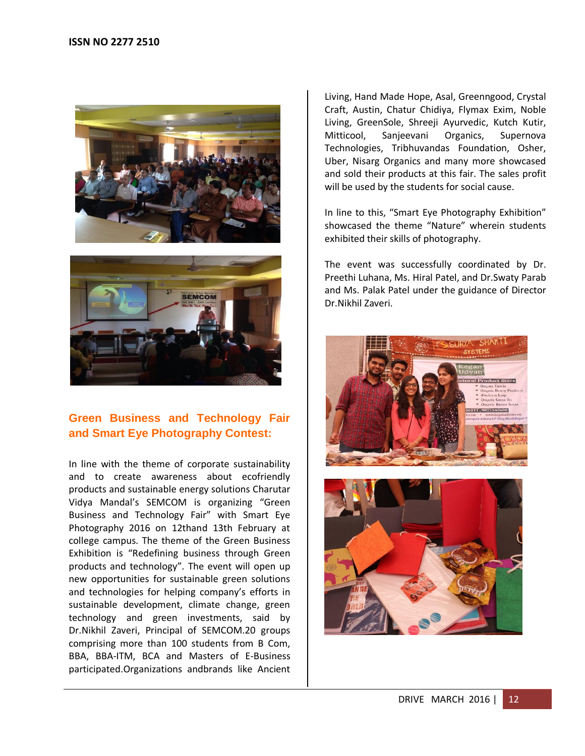## Green Business and Technology Fair and Smart Eye Photography Contest:

In line with the theme of corporate sustainability and to create awareness about ecofriendly products and sustainable energy solutions Charutar Vidya Mandal's SEMCOM is organizing "Green Business and Technology Fair" with Smart Eye Photography 2016 on 12thand 13th February at college campus. The theme of the Green Business Exhibition is "Redefining business through Green products and technology". The event will open up new opportunities for sustainable green solutions and technologies for helping company's efforts in sustainable development, climate change, green technology and green investments, said by Dr.Nikhil Zaveri, Principal of SEMCOM.20 groups comprising more than 100 students from B Com, BBA, BBA-ITM, BCA and Masters of E-Business participated.Organizations andbrands like Ancient Living, Hand Made Hope, Asal, Greenngood, Crystal Craft, Austin, Chatur Chidiya, Flymax Exim, Noble Living, GreenSole, Shreeji Ayurvedic, Kutch Kutir, Mitticool, Sanjeevani Organics, Supernova Technologies, Tribhuvandas Foundation, Osher, Uber, Nisarg Organics and many more showcased and sold their products at this fair. The sales profit will be used by the students for social cause.

In line to this, "Smart Eye Photography Exhibition" showcased the theme "Nature" wherein students exhibited their skills of photography.

The event was successfully coordinated by Dr. Preethi Luhana, Ms. Hiral Patel, and Dr.Swaty Parab and Ms. Palak Patel under the guidance of Director Dr.Nikhil Zaveri.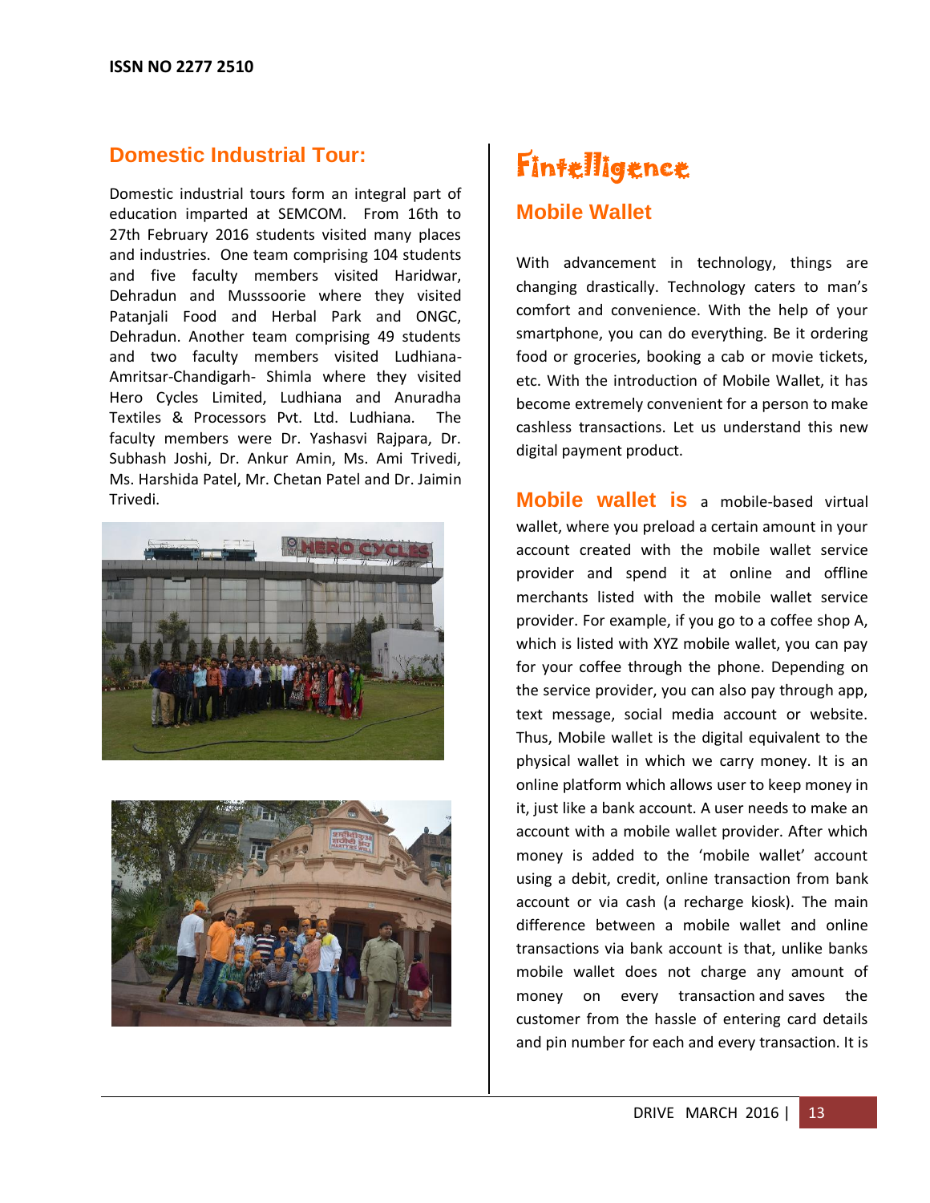## Domestic Industrial Tour:

Domestic industrial tours form an integral part of education imparted at SEMCOM. From 16th to 27th February 2016 students visited many places and industries. One team comprising 104 students and five faculty members visited Haridwar, Dehradun and Musssoorie where they visited Patanjali Food and Herbal Park and ONGC, Dehradun. Another team comprising 49 students and two faculty members visited Ludhiana-Amritsar-Chandigarh- Shimla where they visited Hero Cycles Limited, Ludhiana and Anuradha Textiles & Processors Pvt. Ltd. Ludhiana. The faculty members were Dr. Yashasvi Rajpara, Dr. Subhash Joshi, Dr. Ankur Amin, Ms. Ami Trivedi, Ms. Harshida Patel, Mr. Chetan Patel and Dr. Jaimin Trivedi.

# Fintelligence

## Mobile Wallet

With advancement in technology, things are changing drastically. Technology caters to man's comfort and convenience. With the help of your smartphone, you can do everything. Be it ordering food or groceries, booking a cab or movie tickets, etc. With the introduction of Mobile Wallet, it has become extremely convenient for a person to make cashless transactions. Let us understand this new digital payment product.

**Mobile wallet is** a mobile-based virtual wallet, where you preload a certain amount in your account created with the mobile wallet service provider and spend it at online and offline merchants listed with the mobile wallet service provider. For example, if you go to a coffee shop A, which is listed with XYZ mobile wallet, you can pay for your coffee through the phone. Depending on the service provider, you can also pay through app, text message, social media account or website. Thus, Mobile wallet is the digital equivalent to the physical wallet in which we carry money. It is an online platform which allows user to keep money in it, just like a bank account. A user needs to make an account with a mobile wallet provider. After which money is added to the 'mobile wallet' account using a debit, credit, online transaction from bank account or via cash (a recharge kiosk). The main difference between a mobile wallet and online transactions via bank account is that, unlike banks mobile wallet does not charge any amount of money on every transaction and saves the customer from the hassle of entering card details and pin number for each and every transaction. It is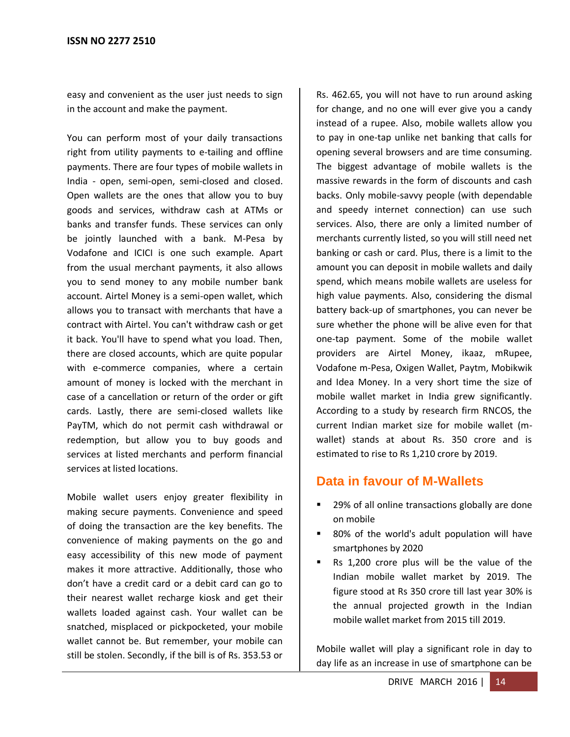easy and convenient as the user just needs to sign in the account and make the payment.

You can perform most of your daily transactions right from utility payments to e-tailing and offline payments. There are four types of mobile wallets in India - open, semi-open, semi-closed and closed. Open wallets are the ones that allow you to buy goods and services, withdraw cash at ATMs or banks and transfer funds. These services can only be jointly launched with a bank. M-Pesa by Vodafone and ICICI is one such example. Apart from the usual merchant payments, it also allows you to send money to any mobile number bank account. Airtel Money is a semi-open wallet, which allows you to transact with merchants that have a contract with Airtel. You can't withdraw cash or get it back. You'll have to spend what you load. Then, there are closed accounts, which are quite popular with e-commerce companies, where a certain amount of money is locked with the merchant in case of a cancellation or return of the order or gift cards. Lastly, there are semi-closed wallets like PayTM, which do not permit cash withdrawal or redemption, but allow you to buy goods and services at listed merchants and perform financial services at listed locations.

Mobile wallet users enjoy greater flexibility in making secure payments. Convenience and speed of doing the transaction are the key benefits. The convenience of making payments on the go and easy accessibility of this new mode of payment makes it more attractive. Additionally, those who don't have a credit card or a debit card can go to their nearest wallet recharge kiosk and get their wallets loaded against cash. Your wallet can be snatched, misplaced or pickpocketed, your mobile wallet cannot be. But remember, your mobile can still be stolen. Secondly, if the bill is of Rs. 353.53 or Rs. 462.65, you will not have to run around asking for change, and no one will ever give you a candy instead of a rupee. Also, mobile wallets allow you to pay in one-tap unlike net banking that calls for opening several browsers and are time consuming. The biggest advantage of mobile wallets is the massive rewards in the form of discounts and cash backs. Only mobile-savvy people (with dependable and speedy internet connection) can use such services. Also, there are only a limited number of merchants currently listed, so you will still need net banking or cash or card. Plus, there is a limit to the amount you can deposit in mobile wallets and daily spend, which means mobile wallets are useless for high value payments. Also, considering the dismal battery back-up of smartphones, you can never be sure whether the phone will be alive even for that one-tap payment. Some of the mobile wallet providers are Airtel Money, ikaaz, mRupee, Vodafone m-Pesa, Oxigen Wallet, Paytm, Mobikwik and Idea Money. In a very short time the size of mobile wallet market in India grew significantly. According to a study by research firm RNCOS, the current Indian market size for mobile wallet (m-wallet) stands at about Rs. 350 crore and is estimated to rise to Rs 1,210 crore by 2019.

## Data in favour of M-Wallets

- 29% of all online transactions globally are done on mobile
- 80% of the world's adult population will have smartphones by 2020
- Rs 1,200 crore plus will be the value of the Indian mobile wallet market by 2019. The figure stood at Rs 350 crore till last year 30% is the annual projected growth in the Indian mobile wallet market from 2015 till 2019.

Mobile wallet will play a significant role in day to day life as an increase in use of smartphone can be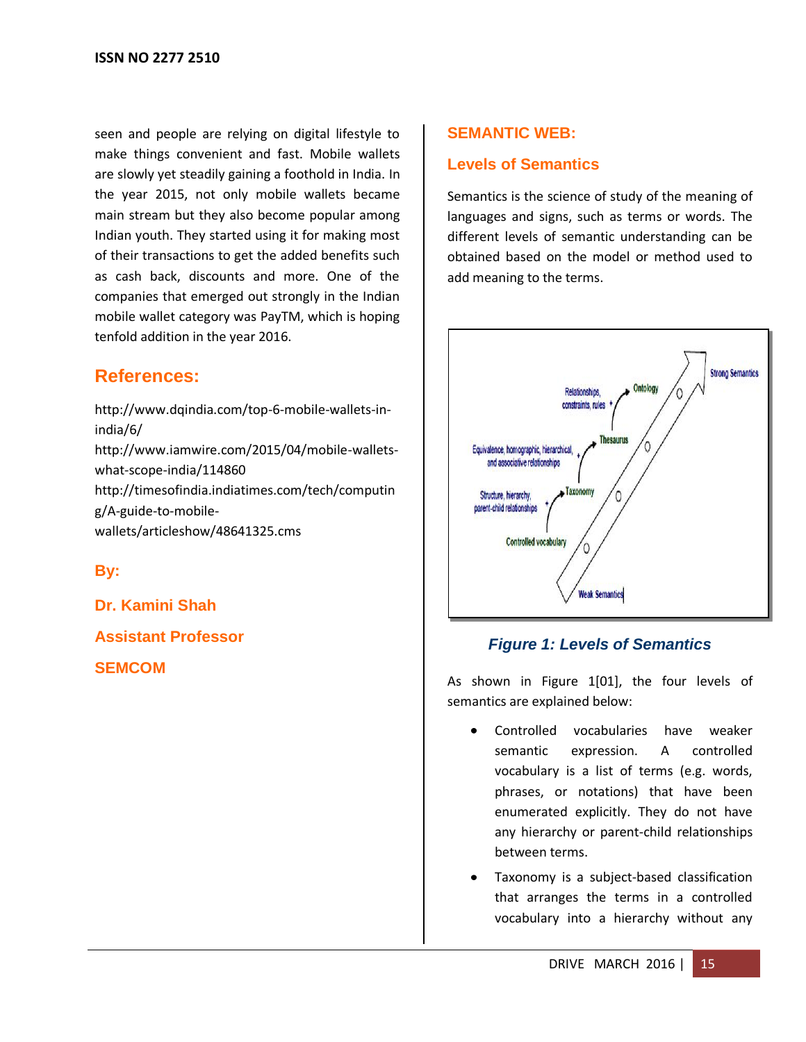seen and people are relying on digital lifestyle to make things convenient and fast. Mobile wallets are slowly yet steadily gaining a foothold in India. In the year 2015, not only mobile wallets became main stream but they also become popular among Indian youth. They started using it for making most of their transactions to get the added benefits such as cash back, discounts and more. One of the companies that emerged out strongly in the Indian mobile wallet category was PayTM, which is hoping tenfold addition in the year 2016.

## References:

http://www.dqindia.com/top-6-mobile-wallets-in-india/6/
http://www.iamwire.com/2015/04/mobile-wallets-what-scope-india/114860
http://timesofindia.indiatimes.com/tech/computing/A-guide-to-mobile-wallets/articleshow/48641325.cms

**By:**

**Dr. Kamini Shah**

**Assistant Professor**

**SEMCOM**

## SEMANTIC WEB:

### Levels of Semantics

Semantics is the science of study of the meaning of languages and signs, such as terms or words. The different levels of semantic understanding can be obtained based on the model or method used to add meaning to the terms.

*Figure 1: Levels of Semantics*

As shown in Figure 1[01], the four levels of semantics are explained below:

- Controlled vocabularies have weaker semantic expression. A controlled vocabulary is a list of terms (e.g. words, phrases, or notations) that have been enumerated explicitly. They do not have any hierarchy or parent-child relationships between terms.
- Taxonomy is a subject-based classification that arranges the terms in a controlled vocabulary into a hierarchy without any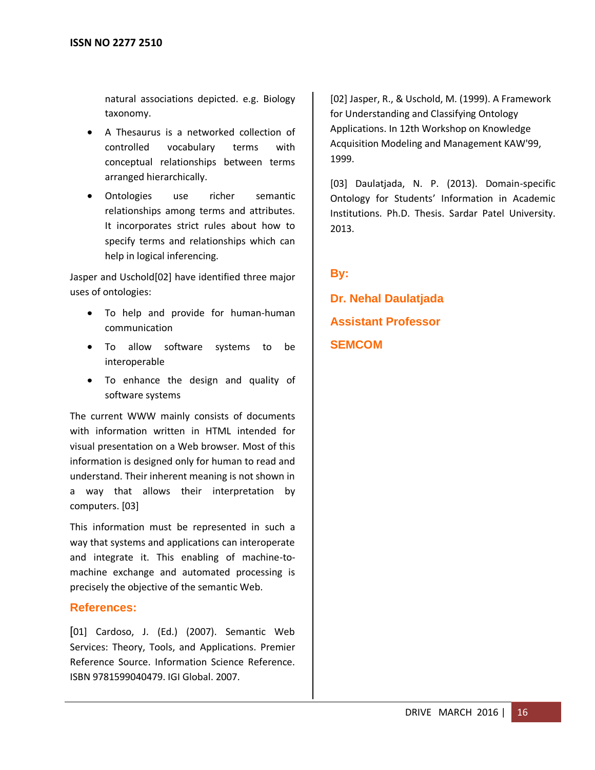natural associations depicted. e.g. Biology taxonomy.

- A Thesaurus is a networked collection of controlled vocabulary terms with conceptual relationships between terms arranged hierarchically.
- Ontologies use richer semantic relationships among terms and attributes. It incorporates strict rules about how to specify terms and relationships which can help in logical inferencing.

Jasper and Uschold[02] have identified three major uses of ontologies:

- To help and provide for human-human communication
- To allow software systems to be interoperable
- To enhance the design and quality of software systems

The current WWW mainly consists of documents with information written in HTML intended for visual presentation on a Web browser. Most of this information is designed only for human to read and understand. Their inherent meaning is not shown in a way that allows their interpretation by computers. [03]

This information must be represented in such a way that systems and applications can interoperate and integrate it. This enabling of machine-to-machine exchange and automated processing is precisely the objective of the semantic Web.

## References:

[01] Cardoso, J. (Ed.) (2007). Semantic Web Services: Theory, Tools, and Applications. Premier Reference Source. Information Science Reference. ISBN 9781599040479. IGI Global. 2007.

[02] Jasper, R., & Uschold, M. (1999). A Framework for Understanding and Classifying Ontology Applications. In 12th Workshop on Knowledge Acquisition Modeling and Management KAW'99, 1999.

[03] Daulatjada, N. P. (2013). Domain-specific Ontology for Students' Information in Academic Institutions. Ph.D. Thesis. Sardar Patel University. 2013.

**By:**

**Dr. Nehal Daulatjada**

**Assistant Professor**

**SEMCOM**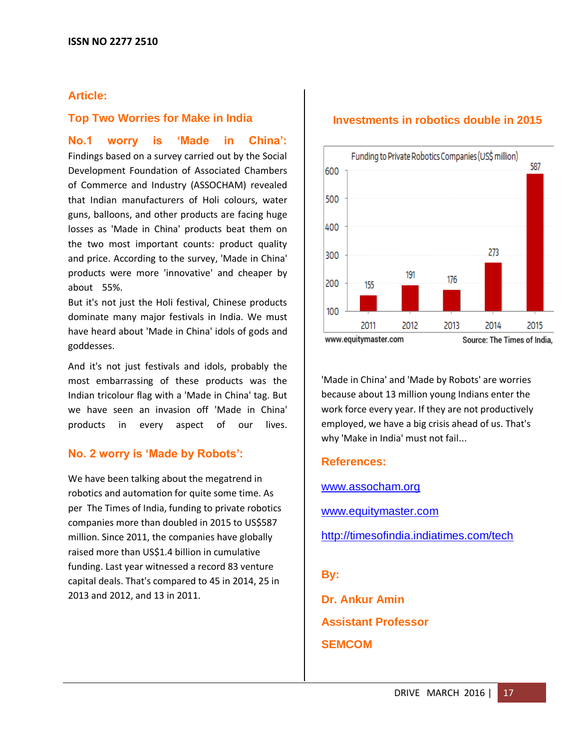## Article:

### Top Two Worries for Make in India

**No.1 worry is 'Made in China':** Findings based on a survey carried out by the Social Development Foundation of Associated Chambers of Commerce and Industry (ASSOCHAM) revealed that Indian manufacturers of Holi colours, water guns, balloons, and other products are facing huge losses as 'Made in China' products beat them on the two most important counts: product quality and price. According to the survey, 'Made in China' products were more 'innovative' and cheaper by about 55%.

But it's not just the Holi festival, Chinese products dominate many major festivals in India. We must have heard about 'Made in China' idols of gods and goddesses.

And it's not just festivals and idols, probably the most embarrassing of these products was the Indian tricolour flag with a 'Made in China' tag. But we have seen an invasion off 'Made in China' products in every aspect of our lives.

### No. 2 worry is 'Made by Robots':

We have been talking about the megatrend in robotics and automation for quite some time. As per The Times of India, funding to private robotics companies more than doubled in 2015 to US$587 million. Since 2011, the companies have globally raised more than US$1.4 billion in cumulative funding. Last year witnessed a record 83 venture capital deals. That's compared to 45 in 2014, 25 in 2013 and 2012, and 13 in 2011.

### Investments in robotics double in 2015

Funding to Private Robotics Companies (US$ million)

| Year | Funding (US$ million) |
|---|---|
| 2011 | 155 |
| 2012 | 191 |
| 2013 | 176 |
| 2014 | 273 |
| 2015 | 587 |

www.equitymaster.com Source: The Times of India,

'Made in China' and 'Made by Robots' are worries because about 13 million young Indians enter the work force every year. If they are not productively employed, we have a big crisis ahead of us. That's why 'Make in India' must not fail...

### References:

www.assocham.org

www.equitymaster.com

http://timesofindia.indiatimes.com/tech

**By:**

**Dr. Ankur Amin**

**Assistant Professor**

**SEMCOM**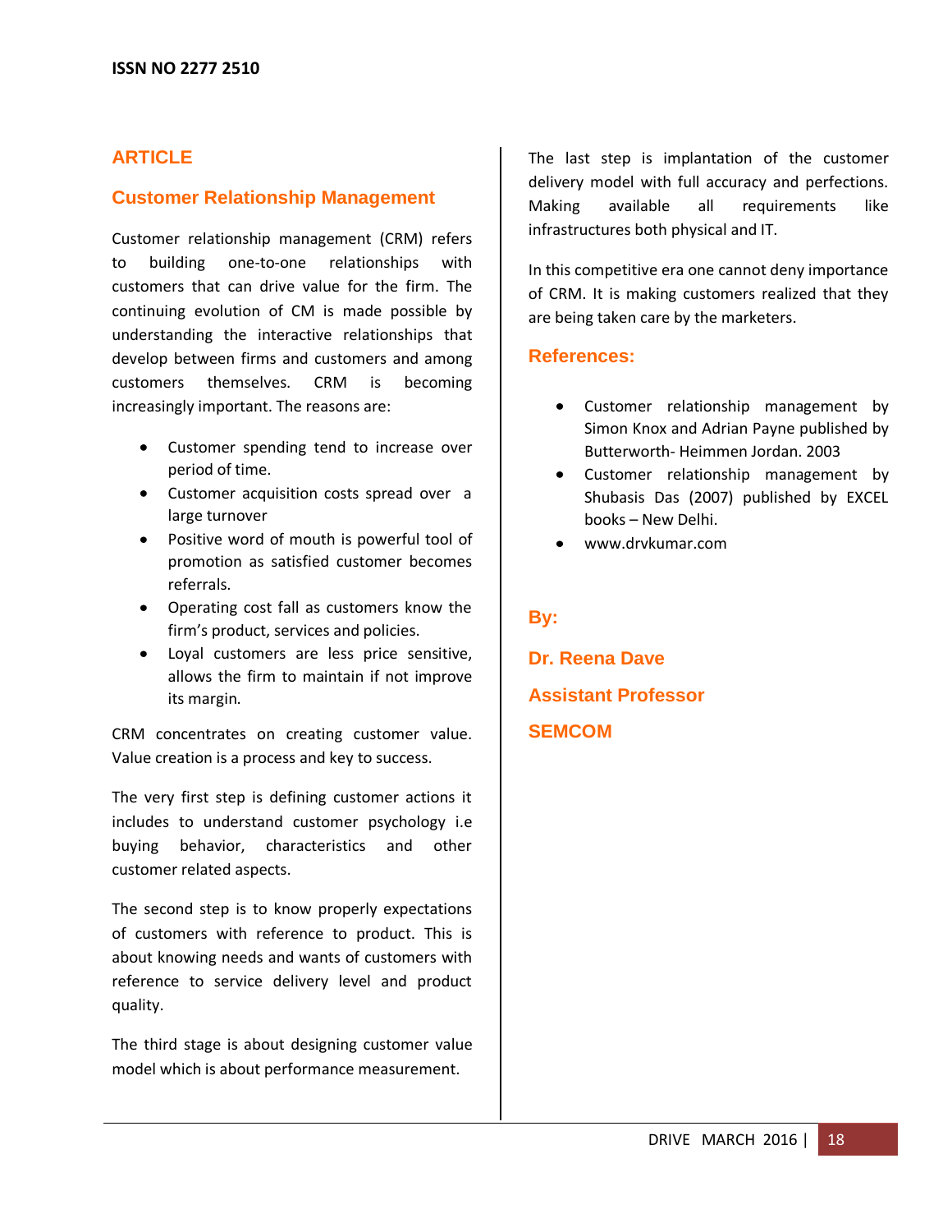ISSN NO 2277 2510

## ARTICLE

### Customer Relationship Management

Customer relationship management (CRM) refers to building one-to-one relationships with customers that can drive value for the firm. The continuing evolution of CM is made possible by understanding the interactive relationships that develop between firms and customers and among customers themselves. CRM is becoming increasingly important. The reasons are:

- Customer spending tend to increase over period of time.
- Customer acquisition costs spread over a large turnover
- Positive word of mouth is powerful tool of promotion as satisfied customer becomes referrals.
- Operating cost fall as customers know the firm's product, services and policies.
- Loyal customers are less price sensitive, allows the firm to maintain if not improve its margin.

CRM concentrates on creating customer value. Value creation is a process and key to success.

The very first step is defining customer actions it includes to understand customer psychology i.e buying behavior, characteristics and other customer related aspects.

The second step is to know properly expectations of customers with reference to product. This is about knowing needs and wants of customers with reference to service delivery level and product quality.

The third stage is about designing customer value model which is about performance measurement.

The last step is implantation of the customer delivery model with full accuracy and perfections. Making available all requirements like infrastructures both physical and IT.

In this competitive era one cannot deny importance of CRM. It is making customers realized that they are being taken care by the marketers.

### References:

- Customer relationship management by Simon Knox and Adrian Payne published by Butterworth- Heimmen Jordan. 2003
- Customer relationship management by Shubasis Das (2007) published by EXCEL books – New Delhi.
- www.drvkumar.com

**By:**

**Dr. Reena Dave**

**Assistant Professor**

**SEMCOM**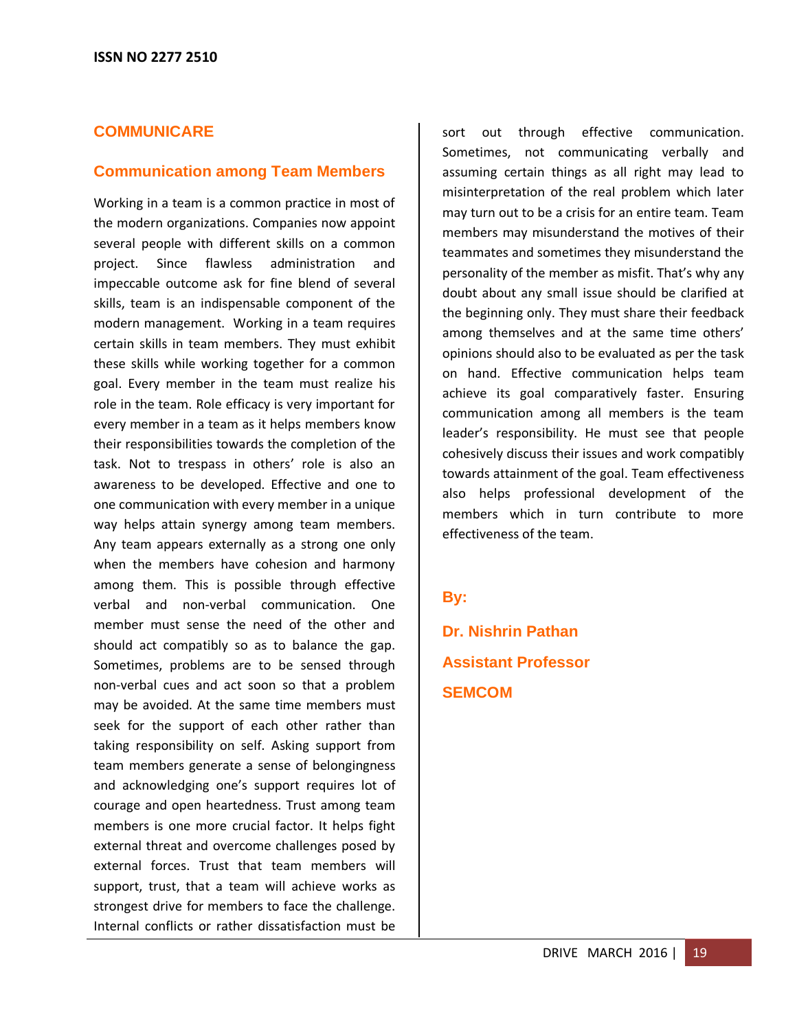## COMMUNICARE

### Communication among Team Members

Working in a team is a common practice in most of the modern organizations. Companies now appoint several people with different skills on a common project. Since flawless administration and impeccable outcome ask for fine blend of several skills, team is an indispensable component of the modern management. Working in a team requires certain skills in team members. They must exhibit these skills while working together for a common goal. Every member in the team must realize his role in the team. Role efficacy is very important for every member in a team as it helps members know their responsibilities towards the completion of the task. Not to trespass in others' role is also an awareness to be developed. Effective and one to one communication with every member in a unique way helps attain synergy among team members. Any team appears externally as a strong one only when the members have cohesion and harmony among them. This is possible through effective verbal and non-verbal communication. One member must sense the need of the other and should act compatibly so as to balance the gap. Sometimes, problems are to be sensed through non-verbal cues and act soon so that a problem may be avoided. At the same time members must seek for the support of each other rather than taking responsibility on self. Asking support from team members generate a sense of belongingness and acknowledging one's support requires lot of courage and open heartedness. Trust among team members is one more crucial factor. It helps fight external threat and overcome challenges posed by external forces. Trust that team members will support, trust, that a team will achieve works as strongest drive for members to face the challenge. Internal conflicts or rather dissatisfaction must be sort out through effective communication. Sometimes, not communicating verbally and assuming certain things as all right may lead to misinterpretation of the real problem which later may turn out to be a crisis for an entire team. Team members may misunderstand the motives of their teammates and sometimes they misunderstand the personality of the member as misfit. That's why any doubt about any small issue should be clarified at the beginning only. They must share their feedback among themselves and at the same time others' opinions should also to be evaluated as per the task on hand. Effective communication helps team achieve its goal comparatively faster. Ensuring communication among all members is the team leader's responsibility. He must see that people cohesively discuss their issues and work compatibly towards attainment of the goal. Team effectiveness also helps professional development of the members which in turn contribute to more effectiveness of the team.

**By:**

**Dr. Nishrin Pathan**

**Assistant Professor**

**SEMCOM**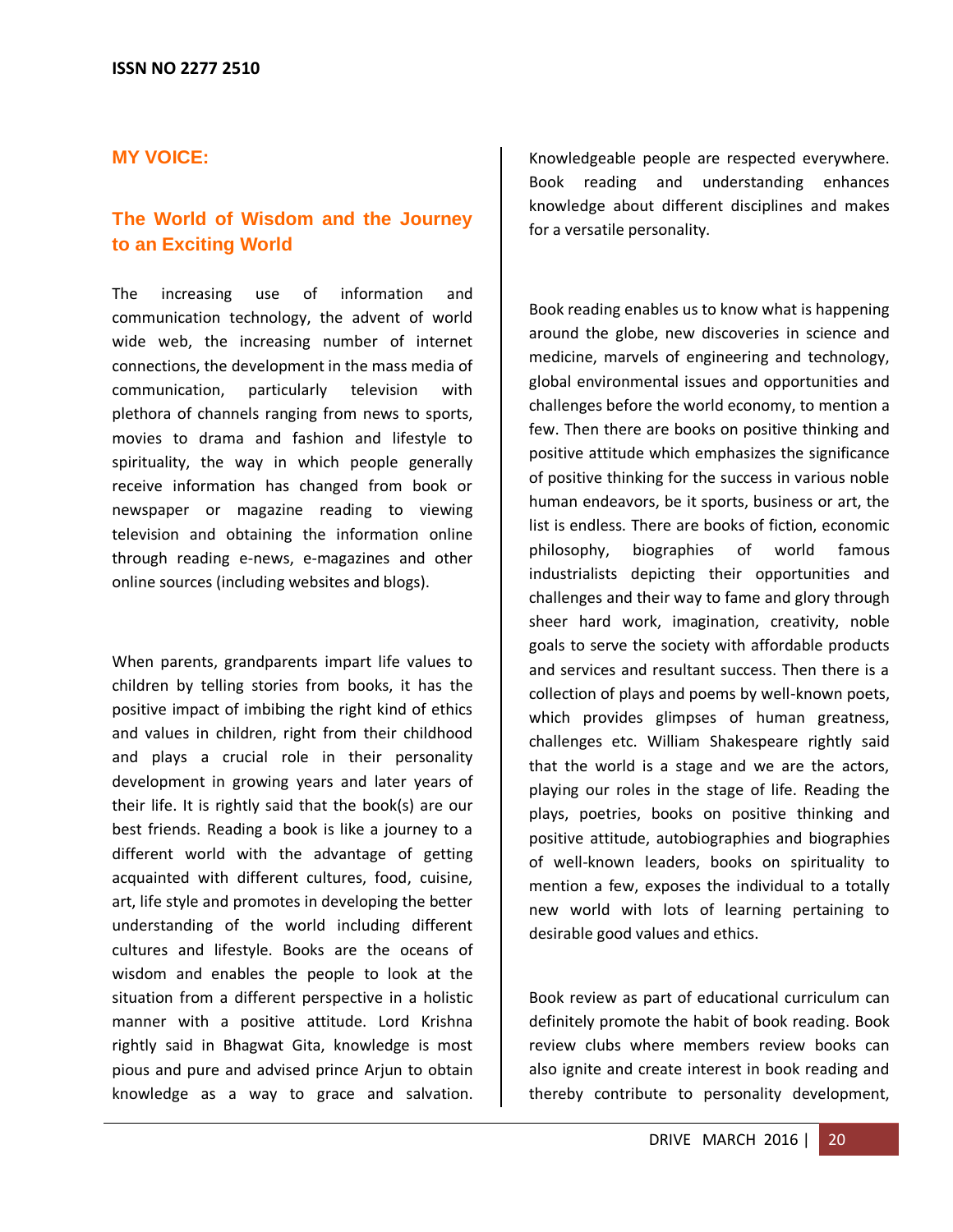## MY VOICE:

## The World of Wisdom and the Journey to an Exciting World

The increasing use of information and communication technology, the advent of world wide web, the increasing number of internet connections, the development in the mass media of communication, particularly television with plethora of channels ranging from news to sports, movies to drama and fashion and lifestyle to spirituality, the way in which people generally receive information has changed from book or newspaper or magazine reading to viewing television and obtaining the information online through reading e-news, e-magazines and other online sources (including websites and blogs).

When parents, grandparents impart life values to children by telling stories from books, it has the positive impact of imbibing the right kind of ethics and values in children, right from their childhood and plays a crucial role in their personality development in growing years and later years of their life. It is rightly said that the book(s) are our best friends. Reading a book is like a journey to a different world with the advantage of getting acquainted with different cultures, food, cuisine, art, life style and promotes in developing the better understanding of the world including different cultures and lifestyle. Books are the oceans of wisdom and enables the people to look at the situation from a different perspective in a holistic manner with a positive attitude. Lord Krishna rightly said in Bhagwat Gita, knowledge is most pious and pure and advised prince Arjun to obtain knowledge as a way to grace and salvation. Knowledgeable people are respected everywhere. Book reading and understanding enhances knowledge about different disciplines and makes for a versatile personality.

Book reading enables us to know what is happening around the globe, new discoveries in science and medicine, marvels of engineering and technology, global environmental issues and opportunities and challenges before the world economy, to mention a few. Then there are books on positive thinking and positive attitude which emphasizes the significance of positive thinking for the success in various noble human endeavors, be it sports, business or art, the list is endless. There are books of fiction, economic philosophy, biographies of world famous industrialists depicting their opportunities and challenges and their way to fame and glory through sheer hard work, imagination, creativity, noble goals to serve the society with affordable products and services and resultant success. Then there is a collection of plays and poems by well-known poets, which provides glimpses of human greatness, challenges etc. William Shakespeare rightly said that the world is a stage and we are the actors, playing our roles in the stage of life. Reading the plays, poetries, books on positive thinking and positive attitude, autobiographies and biographies of well-known leaders, books on spirituality to mention a few, exposes the individual to a totally new world with lots of learning pertaining to desirable good values and ethics.

Book review as part of educational curriculum can definitely promote the habit of book reading. Book review clubs where members review books can also ignite and create interest in book reading and thereby contribute to personality development,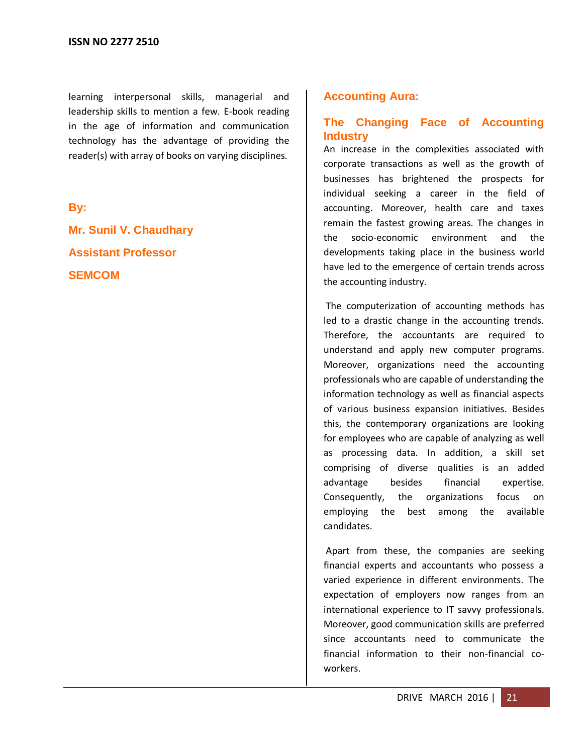learning interpersonal skills, managerial and leadership skills to mention a few. E-book reading in the age of information and communication technology has the advantage of providing the reader(s) with array of books on varying disciplines.

**By:**

**Mr. Sunil V. Chaudhary**

**Assistant Professor**

**SEMCOM**

## Accounting Aura:

### The Changing Face of Accounting Industry

An increase in the complexities associated with corporate transactions as well as the growth of businesses has brightened the prospects for individual seeking a career in the field of accounting. Moreover, health care and taxes remain the fastest growing areas. The changes in the socio-economic environment and the developments taking place in the business world have led to the emergence of certain trends across the accounting industry.

The computerization of accounting methods has led to a drastic change in the accounting trends. Therefore, the accountants are required to understand and apply new computer programs. Moreover, organizations need the accounting professionals who are capable of understanding the information technology as well as financial aspects of various business expansion initiatives. Besides this, the contemporary organizations are looking for employees who are capable of analyzing as well as processing data. In addition, a skill set comprising of diverse qualities is an added advantage besides financial expertise. Consequently, the organizations focus on employing the best among the available candidates.

Apart from these, the companies are seeking financial experts and accountants who possess a varied experience in different environments. The expectation of employers now ranges from an international experience to IT savvy professionals. Moreover, good communication skills are preferred since accountants need to communicate the financial information to their non-financial co-workers.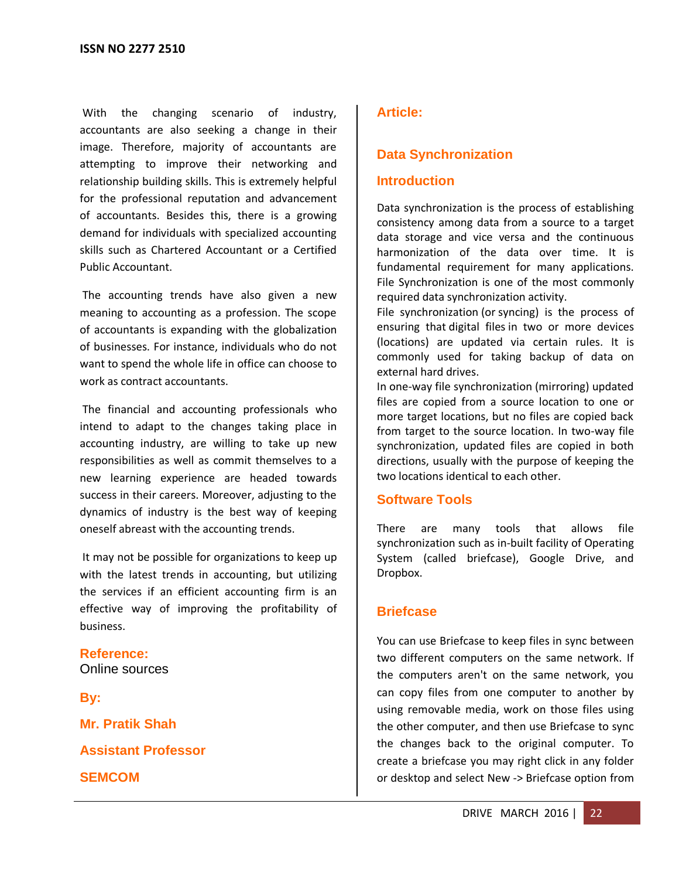With the changing scenario of industry, accountants are also seeking a change in their image. Therefore, majority of accountants are attempting to improve their networking and relationship building skills. This is extremely helpful for the professional reputation and advancement of accountants. Besides this, there is a growing demand for individuals with specialized accounting skills such as Chartered Accountant or a Certified Public Accountant.

The accounting trends have also given a new meaning to accounting as a profession. The scope of accountants is expanding with the globalization of businesses. For instance, individuals who do not want to spend the whole life in office can choose to work as contract accountants.

The financial and accounting professionals who intend to adapt to the changes taking place in accounting industry, are willing to take up new responsibilities as well as commit themselves to a new learning experience are headed towards success in their careers. Moreover, adjusting to the dynamics of industry is the best way of keeping oneself abreast with the accounting trends.

It may not be possible for organizations to keep up with the latest trends in accounting, but utilizing the services if an efficient accounting firm is an effective way of improving the profitability of business.

**Reference:**
Online sources

**By:**

**Mr. Pratik Shah**

**Assistant Professor**

**SEMCOM**

## Article:

## Data Synchronization

### Introduction

Data synchronization is the process of establishing consistency among data from a source to a target data storage and vice versa and the continuous harmonization of the data over time. It is fundamental requirement for many applications. File Synchronization is one of the most commonly required data synchronization activity.
File synchronization (or syncing) is the process of ensuring that digital files in two or more devices (locations) are updated via certain rules. It is commonly used for taking backup of data on external hard drives.
In one-way file synchronization (mirroring) updated files are copied from a source location to one or more target locations, but no files are copied back from target to the source location. In two-way file synchronization, updated files are copied in both directions, usually with the purpose of keeping the two locations identical to each other.

### Software Tools

There are many tools that allows file synchronization such as in-built facility of Operating System (called briefcase), Google Drive, and Dropbox.

### Briefcase

You can use Briefcase to keep files in sync between two different computers on the same network. If the computers aren't on the same network, you can copy files from one computer to another by using removable media, work on those files using the other computer, and then use Briefcase to sync the changes back to the original computer. To create a briefcase you may right click in any folder or desktop and select New -> Briefcase option from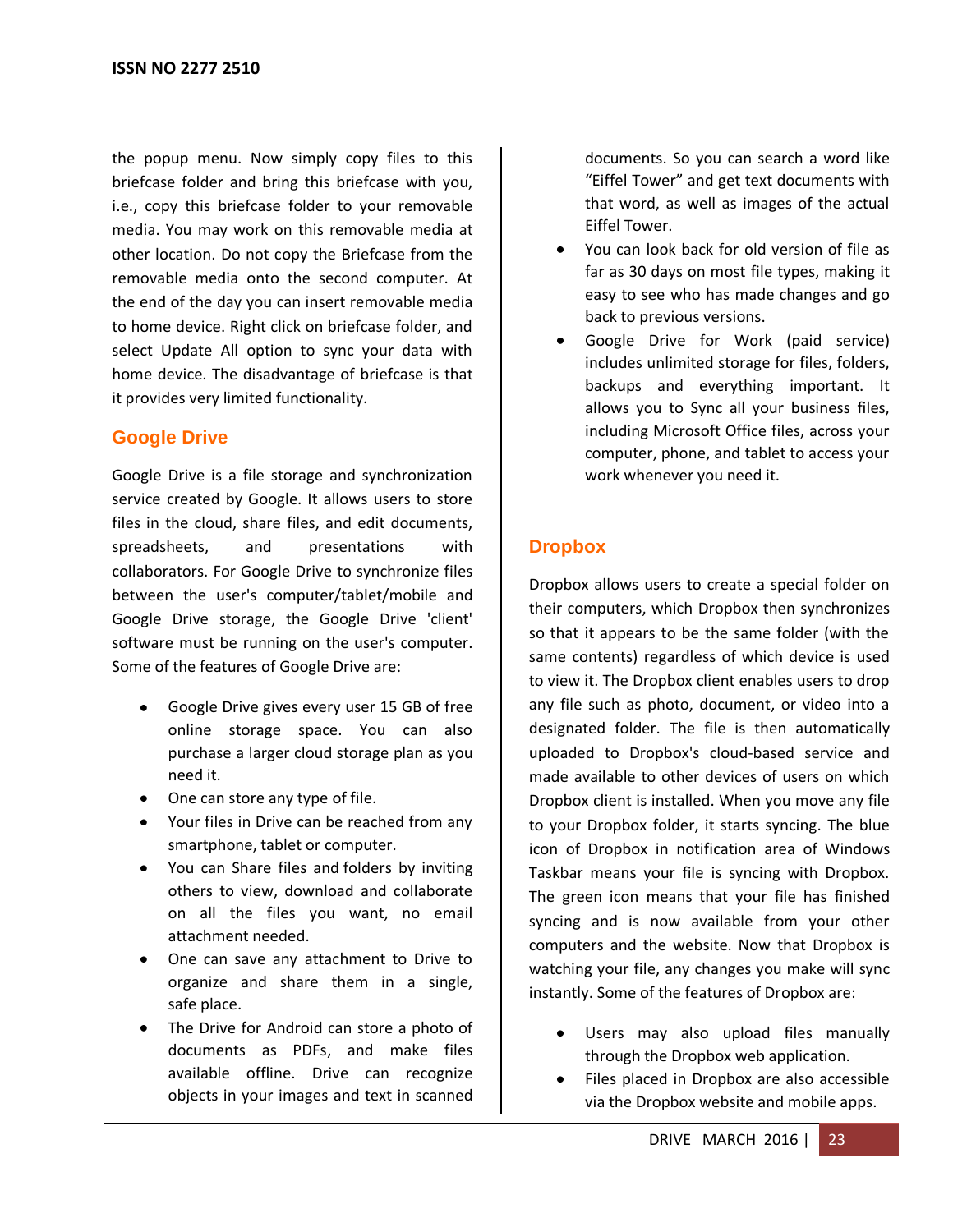the popup menu. Now simply copy files to this briefcase folder and bring this briefcase with you, i.e., copy this briefcase folder to your removable media. You may work on this removable media at other location. Do not copy the Briefcase from the removable media onto the second computer. At the end of the day you can insert removable media to home device. Right click on briefcase folder, and select Update All option to sync your data with home device. The disadvantage of briefcase is that it provides very limited functionality.

## Google Drive

Google Drive is a file storage and synchronization service created by Google. It allows users to store files in the cloud, share files, and edit documents, spreadsheets, and presentations with collaborators. For Google Drive to synchronize files between the user's computer/tablet/mobile and Google Drive storage, the Google Drive 'client' software must be running on the user's computer. Some of the features of Google Drive are:

- Google Drive gives every user 15 GB of free online storage space. You can also purchase a larger cloud storage plan as you need it.
- One can store any type of file.
- Your files in Drive can be reached from any smartphone, tablet or computer.
- You can Share files and folders by inviting others to view, download and collaborate on all the files you want, no email attachment needed.
- One can save any attachment to Drive to organize and share them in a single, safe place.
- The Drive for Android can store a photo of documents as PDFs, and make files available offline. Drive can recognize objects in your images and text in scanned documents. So you can search a word like “Eiffel Tower” and get text documents with that word, as well as images of the actual Eiffel Tower.
- You can look back for old version of file as far as 30 days on most file types, making it easy to see who has made changes and go back to previous versions.
- Google Drive for Work (paid service) includes unlimited storage for files, folders, backups and everything important. It allows you to Sync all your business files, including Microsoft Office files, across your computer, phone, and tablet to access your work whenever you need it.

## Dropbox

Dropbox allows users to create a special folder on their computers, which Dropbox then synchronizes so that it appears to be the same folder (with the same contents) regardless of which device is used to view it. The Dropbox client enables users to drop any file such as photo, document, or video into a designated folder. The file is then automatically uploaded to Dropbox's cloud-based service and made available to other devices of users on which Dropbox client is installed. When you move any file to your Dropbox folder, it starts syncing. The blue icon of Dropbox in notification area of Windows Taskbar means your file is syncing with Dropbox. The green icon means that your file has finished syncing and is now available from your other computers and the website. Now that Dropbox is watching your file, any changes you make will sync instantly. Some of the features of Dropbox are:

- Users may also upload files manually through the Dropbox web application.
- Files placed in Dropbox are also accessible via the Dropbox website and mobile apps.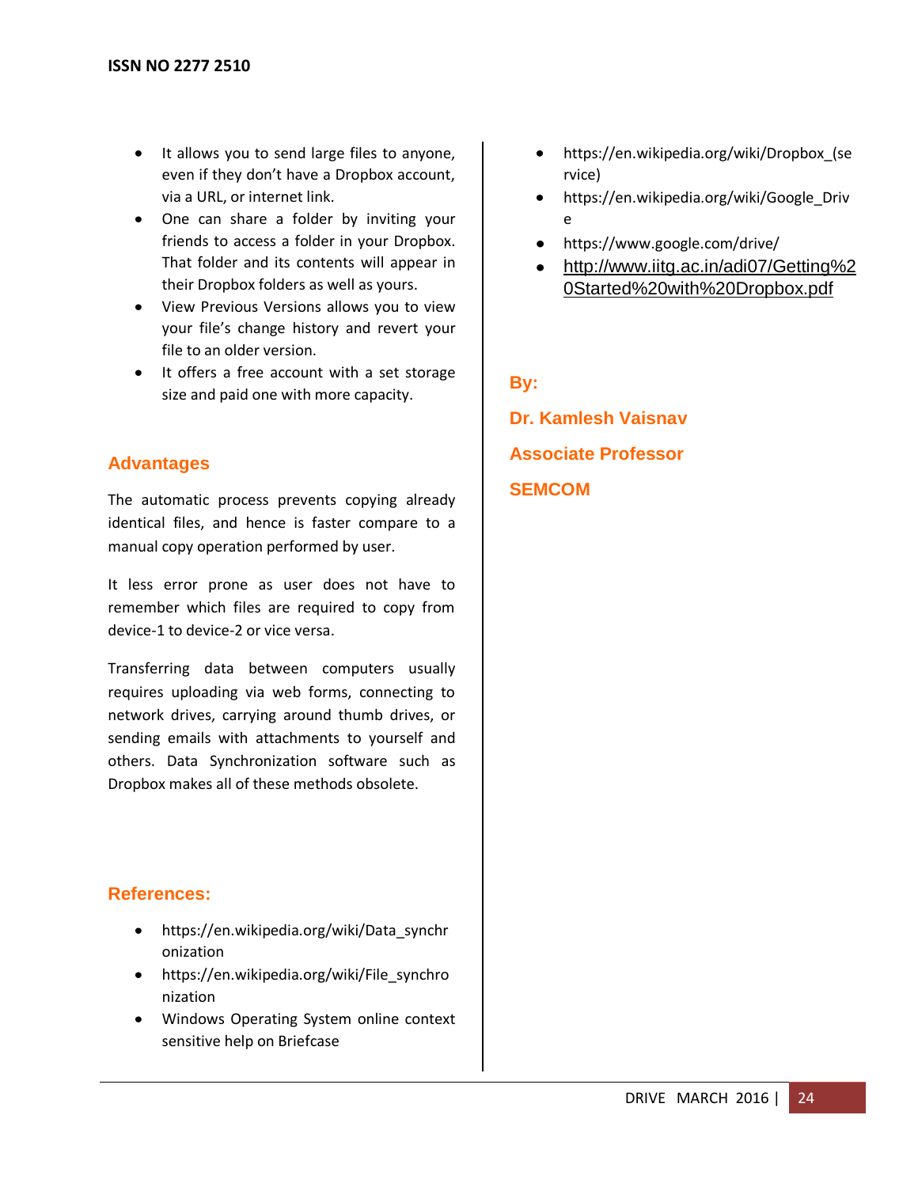- It allows you to send large files to anyone, even if they don't have a Dropbox account, via a URL, or internet link.
- One can share a folder by inviting your friends to access a folder in your Dropbox. That folder and its contents will appear in their Dropbox folders as well as yours.
- View Previous Versions allows you to view your file's change history and revert your file to an older version.
- It offers a free account with a set storage size and paid one with more capacity.

## Advantages

The automatic process prevents copying already identical files, and hence is faster compare to a manual copy operation performed by user.

It less error prone as user does not have to remember which files are required to copy from device-1 to device-2 or vice versa.

Transferring data between computers usually requires uploading via web forms, connecting to network drives, carrying around thumb drives, or sending emails with attachments to yourself and others. Data Synchronization software such as Dropbox makes all of these methods obsolete.

## References:

- https://en.wikipedia.org/wiki/Data_synchronization
- https://en.wikipedia.org/wiki/File_synchronization
- Windows Operating System online context sensitive help on Briefcase
- https://en.wikipedia.org/wiki/Dropbox_(service)
- https://en.wikipedia.org/wiki/Google_Drive
- https://www.google.com/drive/
- http://www.iitg.ac.in/adi07/Getting%20Started%20with%20Dropbox.pdf

**By:**

**Dr. Kamlesh Vaisnav**

**Associate Professor**

**SEMCOM**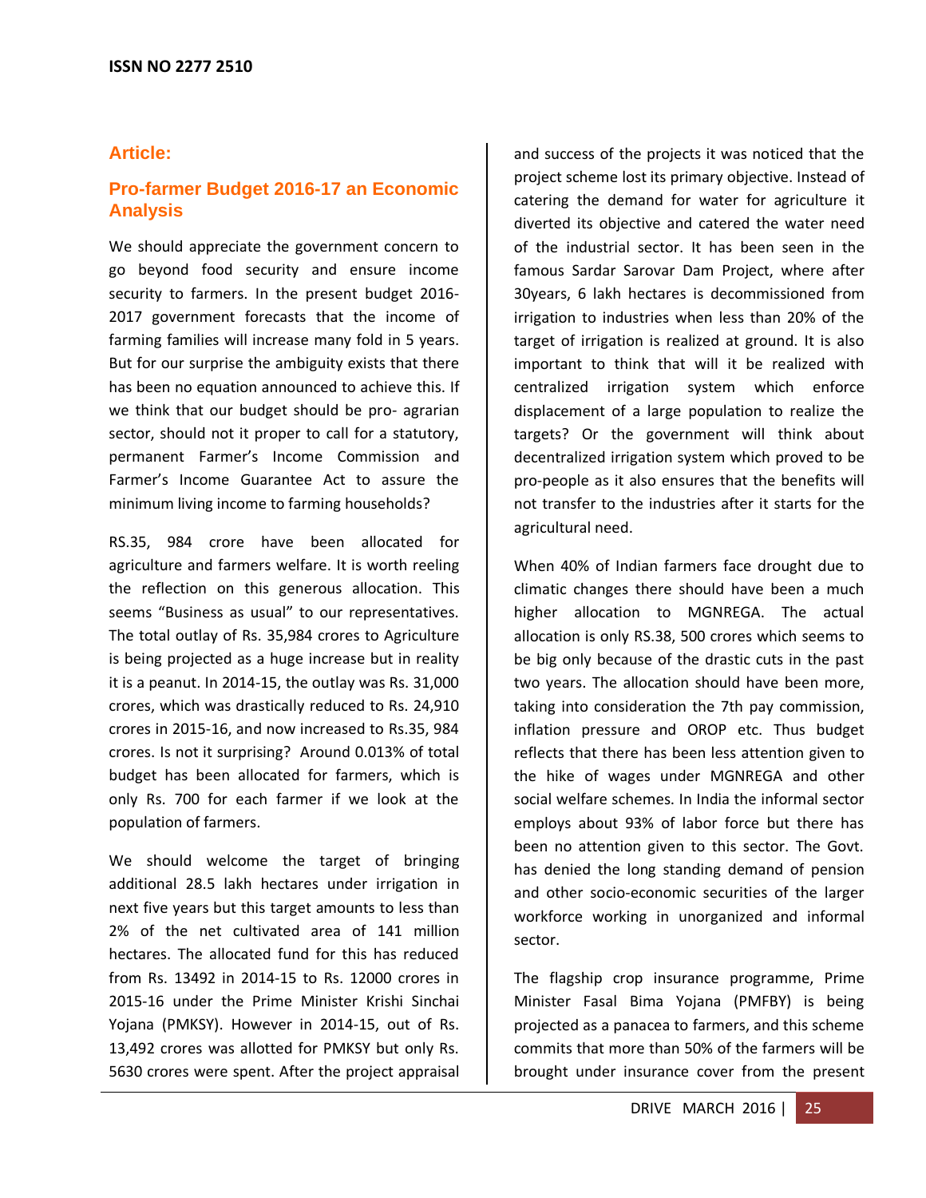## Article:

## Pro-farmer Budget 2016-17 an Economic Analysis

We should appreciate the government concern to go beyond food security and ensure income security to farmers. In the present budget 2016-2017 government forecasts that the income of farming families will increase many fold in 5 years. But for our surprise the ambiguity exists that there has been no equation announced to achieve this. If we think that our budget should be pro- agrarian sector, should not it proper to call for a statutory, permanent Farmer's Income Commission and Farmer's Income Guarantee Act to assure the minimum living income to farming households?

RS.35, 984 crore have been allocated for agriculture and farmers welfare. It is worth reeling the reflection on this generous allocation. This seems "Business as usual" to our representatives. The total outlay of Rs. 35,984 crores to Agriculture is being projected as a huge increase but in reality it is a peanut. In 2014-15, the outlay was Rs. 31,000 crores, which was drastically reduced to Rs. 24,910 crores in 2015-16, and now increased to Rs.35, 984 crores. Is not it surprising? Around 0.013% of total budget has been allocated for farmers, which is only Rs. 700 for each farmer if we look at the population of farmers.

We should welcome the target of bringing additional 28.5 lakh hectares under irrigation in next five years but this target amounts to less than 2% of the net cultivated area of 141 million hectares. The allocated fund for this has reduced from Rs. 13492 in 2014-15 to Rs. 12000 crores in 2015-16 under the Prime Minister Krishi Sinchai Yojana (PMKSY). However in 2014-15, out of Rs. 13,492 crores was allotted for PMKSY but only Rs. 5630 crores were spent. After the project appraisal and success of the projects it was noticed that the project scheme lost its primary objective. Instead of catering the demand for water for agriculture it diverted its objective and catered the water need of the industrial sector. It has been seen in the famous Sardar Sarovar Dam Project, where after 30years, 6 lakh hectares is decommissioned from irrigation to industries when less than 20% of the target of irrigation is realized at ground. It is also important to think that will it be realized with centralized irrigation system which enforce displacement of a large population to realize the targets? Or the government will think about decentralized irrigation system which proved to be pro-people as it also ensures that the benefits will not transfer to the industries after it starts for the agricultural need.

When 40% of Indian farmers face drought due to climatic changes there should have been a much higher allocation to MGNREGA. The actual allocation is only RS.38, 500 crores which seems to be big only because of the drastic cuts in the past two years. The allocation should have been more, taking into consideration the 7th pay commission, inflation pressure and OROP etc. Thus budget reflects that there has been less attention given to the hike of wages under MGNREGA and other social welfare schemes. In India the informal sector employs about 93% of labor force but there has been no attention given to this sector. The Govt. has denied the long standing demand of pension and other socio-economic securities of the larger workforce working in unorganized and informal sector.

The flagship crop insurance programme, Prime Minister Fasal Bima Yojana (PMFBY) is being projected as a panacea to farmers, and this scheme commits that more than 50% of the farmers will be brought under insurance cover from the present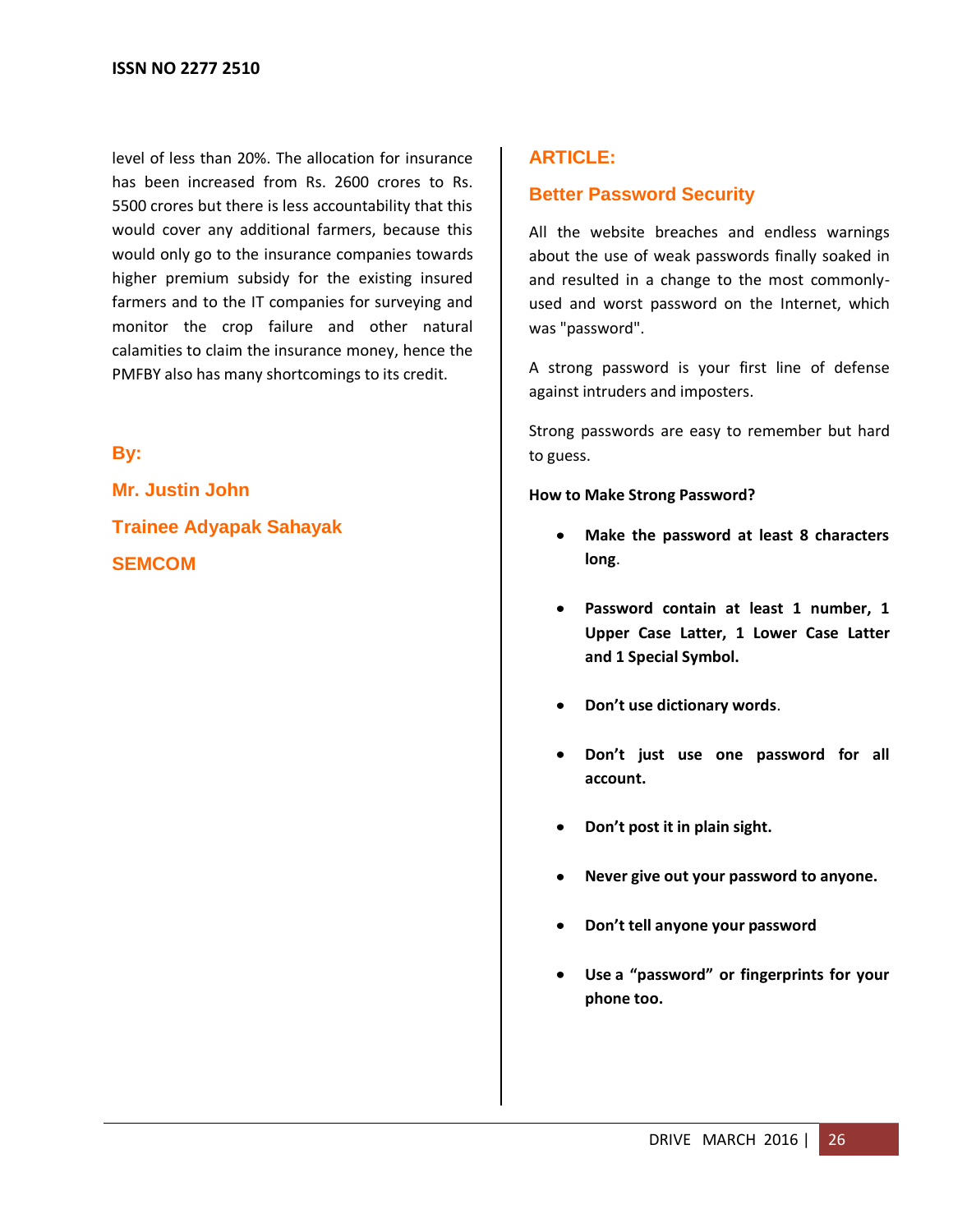level of less than 20%. The allocation for insurance has been increased from Rs. 2600 crores to Rs. 5500 crores but there is less accountability that this would cover any additional farmers, because this would only go to the insurance companies towards higher premium subsidy for the existing insured farmers and to the IT companies for surveying and monitor the crop failure and other natural calamities to claim the insurance money, hence the PMFBY also has many shortcomings to its credit.

**By:**

**Mr. Justin John**

**Trainee Adyapak Sahayak**

**SEMCOM**

## ARTICLE:

## Better Password Security

All the website breaches and endless warnings about the use of weak passwords finally soaked in and resulted in a change to the most commonly-used and worst password on the Internet, which was "password".

A strong password is your first line of defense against intruders and imposters.

Strong passwords are easy to remember but hard to guess.

**How to Make Strong Password?**

- **Make the password at least 8 characters long**.
- **Password contain at least 1 number, 1 Upper Case Latter, 1 Lower Case Latter and 1 Special Symbol.**
- **Don't use dictionary words**.
- **Don't just use one password for all account.**
- **Don't post it in plain sight.**
- **Never give out your password to anyone.**
- **Don't tell anyone your password**
- **Use a "password" or fingerprints for your phone too.**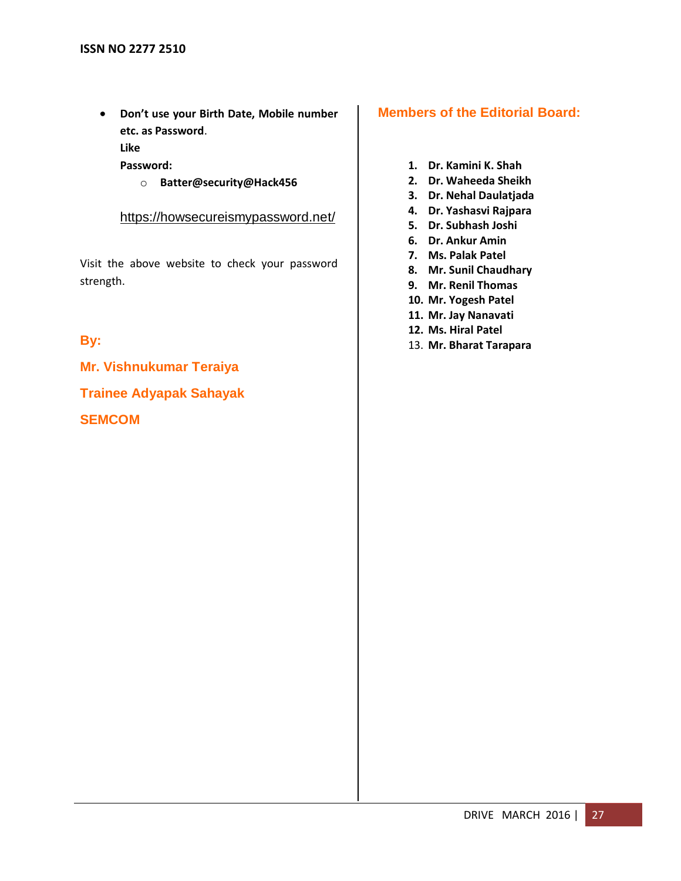- **Don't use your Birth Date, Mobile number etc. as Password.**
  **Like**
  **Password:**
    - **Batter@security@Hack456**

  https://howsecureismypassword.net/

Visit the above website to check your password strength.

**By:**

**Mr. Vishnukumar Teraiya**

**Trainee Adyapak Sahayak**

**SEMCOM**

## Members of the Editorial Board:

1. **Dr. Kamini K. Shah**
2. **Dr. Waheeda Sheikh**
3. **Dr. Nehal Daulatjada**
4. **Dr. Yashasvi Rajpara**
5. **Dr. Subhash Joshi**
6. **Dr. Ankur Amin**
7. **Ms. Palak Patel**
8. **Mr. Sunil Chaudhary**
9. **Mr. Renil Thomas**
10. **Mr. Yogesh Patel**
11. **Mr. Jay Nanavati**
12. **Ms. Hiral Patel**
13. **Mr. Bharat Tarapara**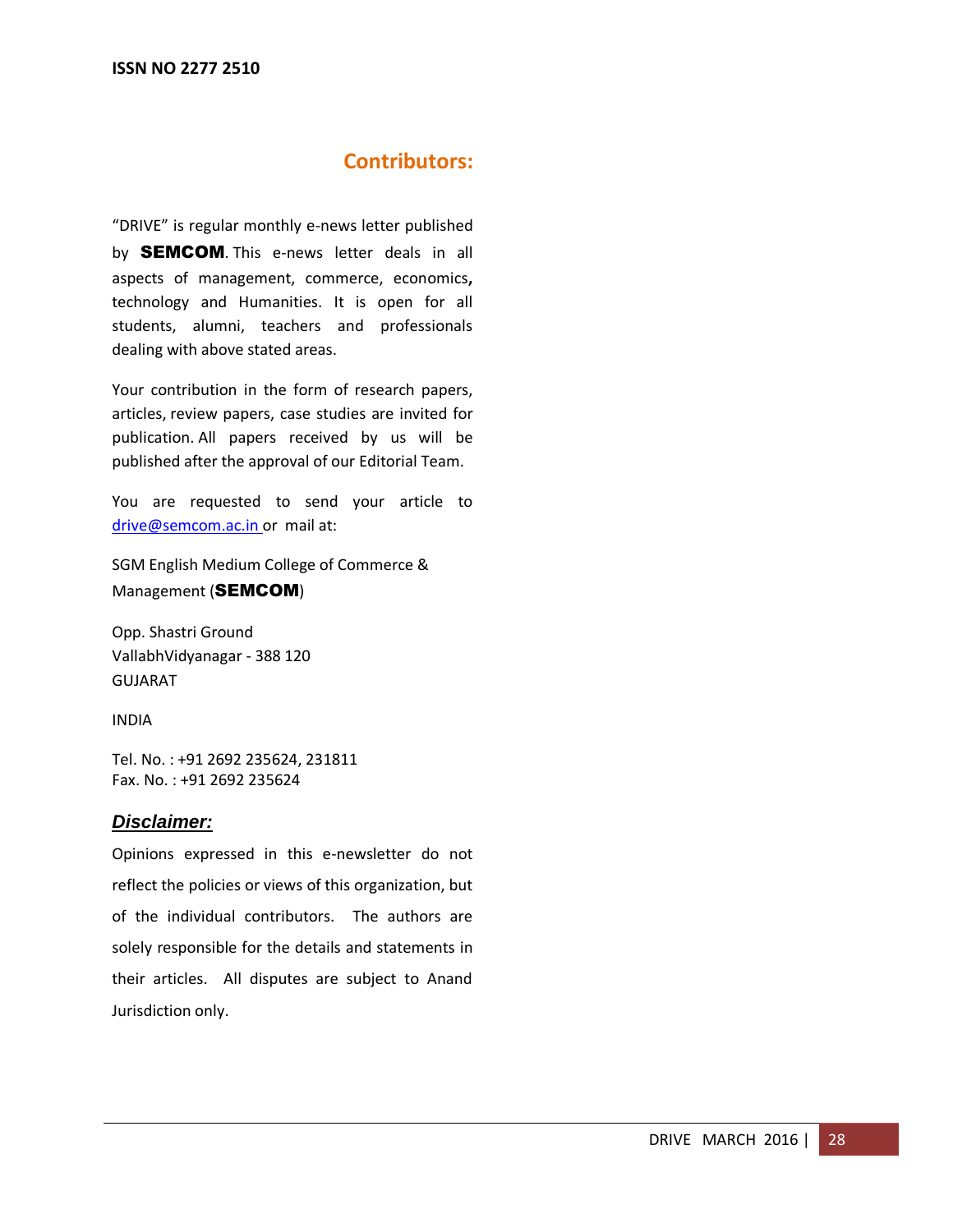**ISSN NO 2277 2510**

## Contributors:

"DRIVE" is regular monthly e-news letter published by **SEMCOM**. This e-news letter deals in all aspects of management, commerce, economics, technology and Humanities. It is open for all students, alumni, teachers and professionals dealing with above stated areas.

Your contribution in the form of research papers, articles, review papers, case studies are invited for publication. All papers received by us will be published after the approval of our Editorial Team.

You are requested to send your article to drive@semcom.ac.in or mail at:

SGM English Medium College of Commerce & Management (**SEMCOM**)

Opp. Shastri Ground
VallabhVidyanagar - 388 120
GUJARAT

INDIA

Tel. No. : +91 2692 235624, 231811
Fax. No. : +91 2692 235624

### ***Disclaimer:***

Opinions expressed in this e-newsletter do not reflect the policies or views of this organization, but of the individual contributors. The authors are solely responsible for the details and statements in their articles. All disputes are subject to Anand Jurisdiction only.